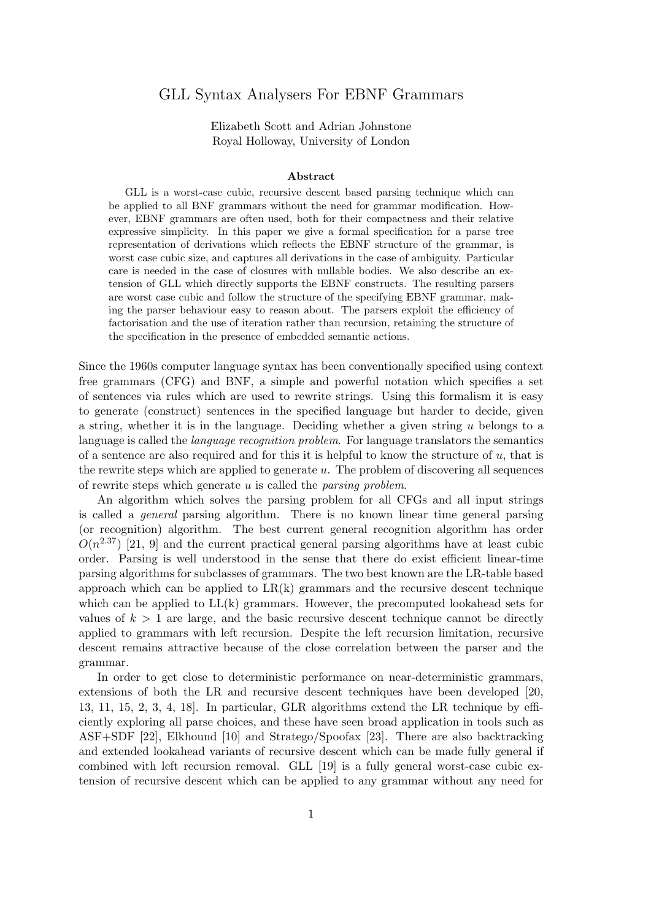# GLL Syntax Analysers For EBNF Grammars

Elizabeth Scott and Adrian Johnstone
Royal Holloway, University of London

### Abstract

GLL is a worst-case cubic, recursive descent based parsing technique which can be applied to all BNF grammars without the need for grammar modification. However, EBNF grammars are often used, both for their compactness and their relative expressive simplicity. In this paper we give a formal specification for a parse tree representation of derivations which reflects the EBNF structure of the grammar, is worst case cubic size, and captures all derivations in the case of ambiguity. Particular care is needed in the case of closures with nullable bodies. We also describe an extension of GLL which directly supports the EBNF constructs. The resulting parsers are worst case cubic and follow the structure of the specifying EBNF grammar, making the parser behaviour easy to reason about. The parsers exploit the efficiency of factorisation and the use of iteration rather than recursion, retaining the structure of the specification in the presence of embedded semantic actions.

Since the 1960s computer language syntax has been conventionally specified using context free grammars (CFG) and BNF, a simple and powerful notation which specifies a set of sentences via rules which are used to rewrite strings. Using this formalism it is easy to generate (construct) sentences in the specified language but harder to decide, given a string, whether it is in the language. Deciding whether a given string $u$ belongs to a language is called the *language recognition problem*. For language translators the semantics of a sentence are also required and for this it is helpful to know the structure of $u$, that is the rewrite steps which are applied to generate $u$. The problem of discovering all sequences of rewrite steps which generate $u$ is called the *parsing problem*.

An algorithm which solves the parsing problem for all CFGs and all input strings is called a *general* parsing algorithm. There is no known linear time general parsing (or recognition) algorithm. The best current general recognition algorithm has order $O(n^{2.37})$ [21, 9] and the current practical general parsing algorithms have at least cubic order. Parsing is well understood in the sense that there do exist efficient linear-time parsing algorithms for subclasses of grammars. The two best known are the LR-table based approach which can be applied to LR(k) grammars and the recursive descent technique which can be applied to LL(k) grammars. However, the precomputed lookahead sets for values of $k > 1$ are large, and the basic recursive descent technique cannot be directly applied to grammars with left recursion. Despite the left recursion limitation, recursive descent remains attractive because of the close correlation between the parser and the grammar.

In order to get close to deterministic performance on near-deterministic grammars, extensions of both the LR and recursive descent techniques have been developed [20, 13, 11, 15, 2, 3, 4, 18]. In particular, GLR algorithms extend the LR technique by efficiently exploring all parse choices, and these have seen broad application in tools such as ASF+SDF [22], Elkhound [10] and Stratego/Spoofax [23]. There are also backtracking and extended lookahead variants of recursive descent which can be made fully general if combined with left recursion removal. GLL [19] is a fully general worst-case cubic extension of recursive descent which can be applied to any grammar without any need for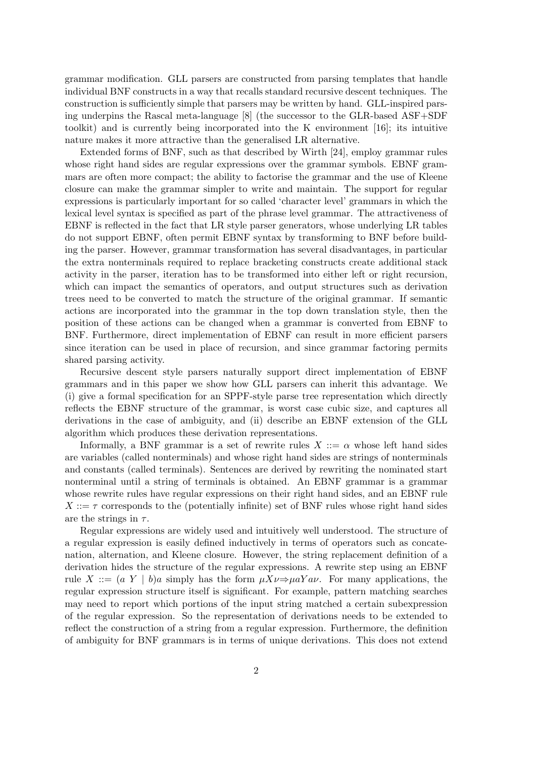grammar modification. GLL parsers are constructed from parsing templates that handle individual BNF constructs in a way that recalls standard recursive descent techniques. The construction is sufficiently simple that parsers may be written by hand. GLL-inspired parsing underpins the Rascal meta-language [8] (the successor to the GLR-based ASF+SDF toolkit) and is currently being incorporated into the K environment [16]; its intuitive nature makes it more attractive than the generalised LR alternative.

Extended forms of BNF, such as that described by Wirth [24], employ grammar rules whose right hand sides are regular expressions over the grammar symbols. EBNF grammars are often more compact; the ability to factorise the grammar and the use of Kleene closure can make the grammar simpler to write and maintain. The support for regular expressions is particularly important for so called 'character level' grammars in which the lexical level syntax is specified as part of the phrase level grammar. The attractiveness of EBNF is reflected in the fact that LR style parser generators, whose underlying LR tables do not support EBNF, often permit EBNF syntax by transforming to BNF before building the parser. However, grammar transformation has several disadvantages, in particular the extra nonterminals required to replace bracketing constructs create additional stack activity in the parser, iteration has to be transformed into either left or right recursion, which can impact the semantics of operators, and output structures such as derivation trees need to be converted to match the structure of the original grammar. If semantic actions are incorporated into the grammar in the top down translation style, then the position of these actions can be changed when a grammar is converted from EBNF to BNF. Furthermore, direct implementation of EBNF can result in more efficient parsers since iteration can be used in place of recursion, and since grammar factoring permits shared parsing activity.

Recursive descent style parsers naturally support direct implementation of EBNF grammars and in this paper we show how GLL parsers can inherit this advantage. We (i) give a formal specification for an SPPF-style parse tree representation which directly reflects the EBNF structure of the grammar, is worst case cubic size, and captures all derivations in the case of ambiguity, and (ii) describe an EBNF extension of the GLL algorithm which produces these derivation representations.

Informally, a BNF grammar is a set of rewrite rules $X ::= \alpha$ whose left hand sides are variables (called nonterminals) and whose right hand sides are strings of nonterminals and constants (called terminals). Sentences are derived by rewriting the nominated start nonterminal until a string of terminals is obtained. An EBNF grammar is a grammar whose rewrite rules have regular expressions on their right hand sides, and an EBNF rule $X ::= \tau$ corresponds to the (potentially infinite) set of BNF rules whose right hand sides are the strings in $\tau$.

Regular expressions are widely used and intuitively well understood. The structure of a regular expression is easily defined inductively in terms of operators such as concatenation, alternation, and Kleene closure. However, the string replacement definition of a derivation hides the structure of the regular expressions. A rewrite step using an EBNF rule $X ::= (a\ Y \mid b)a$ simply has the form $\mu X \nu \Rightarrow \mu a Y a \nu$. For many applications, the regular expression structure itself is significant. For example, pattern matching searches may need to report which portions of the input string matched a certain subexpression of the regular expression. So the representation of derivations needs to be extended to reflect the construction of a string from a regular expression. Furthermore, the definition of ambiguity for BNF grammars is in terms of unique derivations. This does not extend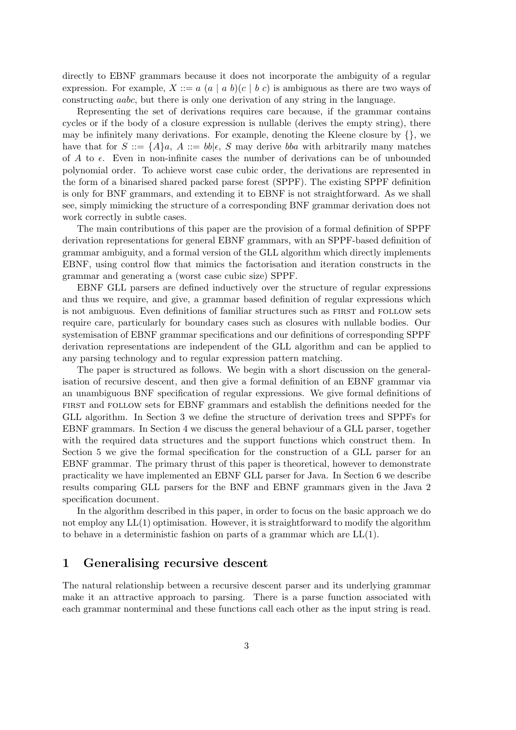directly to EBNF grammars because it does not incorporate the ambiguity of a regular expression. For example, $X ::= a\ (a \mid a\ b)(c \mid b\ c)$ is ambiguous as there are two ways of constructing *aabc*, but there is only one derivation of any string in the language.

Representing the set of derivations requires care because, if the grammar contains cycles or if the body of a closure expression is nullable (derives the empty string), there may be infinitely many derivations. For example, denoting the Kleene closure by $\{\}$, we have that for $S ::= \{A\}a,\ A ::= bb|\epsilon$, $S$ may derive *bba* with arbitrarily many matches of $A$ to $\epsilon$. Even in non-infinite cases the number of derivations can be of unbounded polynomial order. To achieve worst case cubic order, the derivations are represented in the form of a binarised shared packed parse forest (SPPF). The existing SPPF definition is only for BNF grammars, and extending it to EBNF is not straightforward. As we shall see, simply mimicking the structure of a corresponding BNF grammar derivation does not work correctly in subtle cases.

The main contributions of this paper are the provision of a formal definition of SPPF derivation representations for general EBNF grammars, with an SPPF-based definition of grammar ambiguity, and a formal version of the GLL algorithm which directly implements EBNF, using control flow that mimics the factorisation and iteration constructs in the grammar and generating a (worst case cubic size) SPPF.

EBNF GLL parsers are defined inductively over the structure of regular expressions and thus we require, and give, a grammar based definition of regular expressions which is not ambiguous. Even definitions of familiar structures such as FIRST and FOLLOW sets require care, particularly for boundary cases such as closures with nullable bodies. Our systemisation of EBNF grammar specifications and our definitions of corresponding SPPF derivation representations are independent of the GLL algorithm and can be applied to any parsing technology and to regular expression pattern matching.

The paper is structured as follows. We begin with a short discussion on the generalisation of recursive descent, and then give a formal definition of an EBNF grammar via an unambiguous BNF specification of regular expressions. We give formal definitions of FIRST and FOLLOW sets for EBNF grammars and establish the definitions needed for the GLL algorithm. In Section 3 we define the structure of derivation trees and SPPFs for EBNF grammars. In Section 4 we discuss the general behaviour of a GLL parser, together with the required data structures and the support functions which construct them. In Section 5 we give the formal specification for the construction of a GLL parser for an EBNF grammar. The primary thrust of this paper is theoretical, however to demonstrate practicality we have implemented an EBNF GLL parser for Java. In Section 6 we describe results comparing GLL parsers for the BNF and EBNF grammars given in the Java 2 specification document.

In the algorithm described in this paper, in order to focus on the basic approach we do not employ any LL(1) optimisation. However, it is straightforward to modify the algorithm to behave in a deterministic fashion on parts of a grammar which are LL(1).

## 1 Generalising recursive descent

The natural relationship between a recursive descent parser and its underlying grammar make it an attractive approach to parsing. There is a parse function associated with each grammar nonterminal and these functions call each other as the input string is read.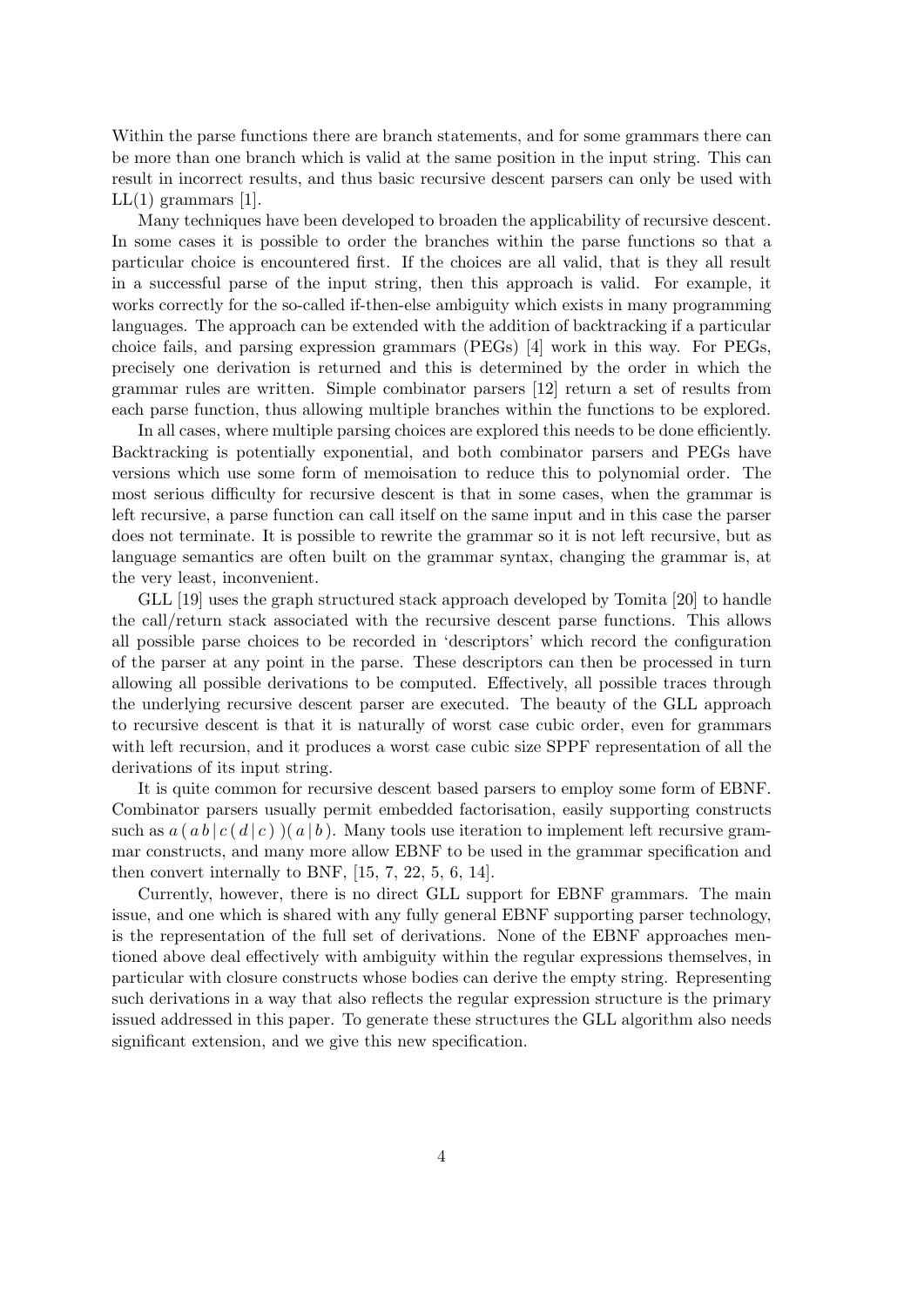Within the parse functions there are branch statements, and for some grammars there can be more than one branch which is valid at the same position in the input string. This can result in incorrect results, and thus basic recursive descent parsers can only be used with LL(1) grammars [1].

Many techniques have been developed to broaden the applicability of recursive descent. In some cases it is possible to order the branches within the parse functions so that a particular choice is encountered first. If the choices are all valid, that is they all result in a successful parse of the input string, then this approach is valid. For example, it works correctly for the so-called if-then-else ambiguity which exists in many programming languages. The approach can be extended with the addition of backtracking if a particular choice fails, and parsing expression grammars (PEGs) [4] work in this way. For PEGs, precisely one derivation is returned and this is determined by the order in which the grammar rules are written. Simple combinator parsers [12] return a set of results from each parse function, thus allowing multiple branches within the functions to be explored.

In all cases, where multiple parsing choices are explored this needs to be done efficiently. Backtracking is potentially exponential, and both combinator parsers and PEGs have versions which use some form of memoisation to reduce this to polynomial order. The most serious difficulty for recursive descent is that in some cases, when the grammar is left recursive, a parse function can call itself on the same input and in this case the parser does not terminate. It is possible to rewrite the grammar so it is not left recursive, but as language semantics are often built on the grammar syntax, changing the grammar is, at the very least, inconvenient.

GLL [19] uses the graph structured stack approach developed by Tomita [20] to handle the call/return stack associated with the recursive descent parse functions. This allows all possible parse choices to be recorded in 'descriptors' which record the configuration of the parser at any point in the parse. These descriptors can then be processed in turn allowing all possible derivations to be computed. Effectively, all possible traces through the underlying recursive descent parser are executed. The beauty of the GLL approach to recursive descent is that it is naturally of worst case cubic order, even for grammars with left recursion, and it produces a worst case cubic size SPPF representation of all the derivations of its input string.

It is quite common for recursive descent based parsers to employ some form of EBNF. Combinator parsers usually permit embedded factorisation, easily supporting constructs such as $a\,(\,a\,b \mid c\,(\,d \mid c\,)\,)(\,a \mid b\,)$. Many tools use iteration to implement left recursive grammar constructs, and many more allow EBNF to be used in the grammar specification and then convert internally to BNF, [15, 7, 22, 5, 6, 14].

Currently, however, there is no direct GLL support for EBNF grammars. The main issue, and one which is shared with any fully general EBNF supporting parser technology, is the representation of the full set of derivations. None of the EBNF approaches mentioned above deal effectively with ambiguity within the regular expressions themselves, in particular with closure constructs whose bodies can derive the empty string. Representing such derivations in a way that also reflects the regular expression structure is the primary issued addressed in this paper. To generate these structures the GLL algorithm also needs significant extension, and we give this new specification.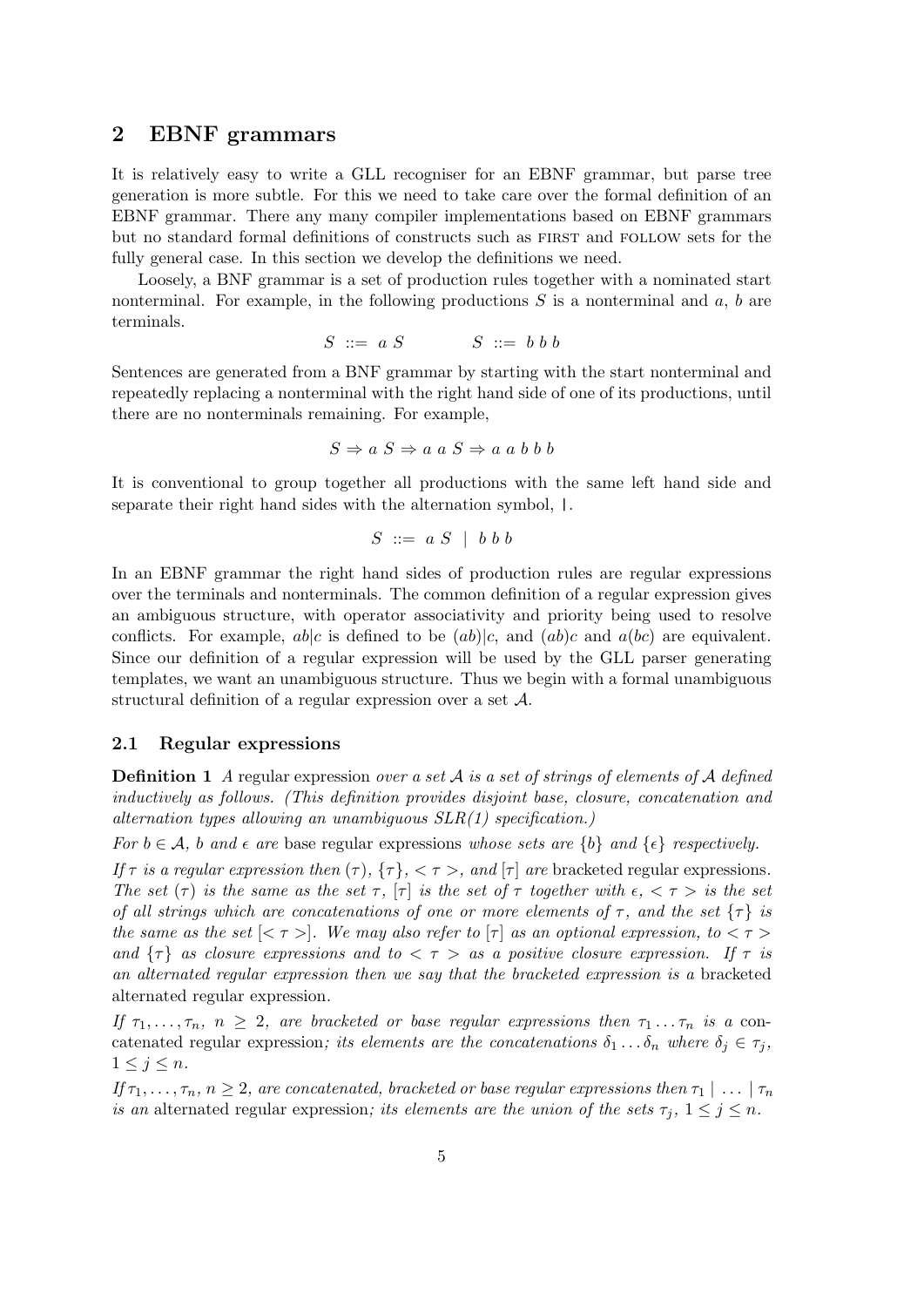## 2 EBNF grammars

It is relatively easy to write a GLL recogniser for an EBNF grammar, but parse tree generation is more subtle. For this we need to take care over the formal definition of an EBNF grammar. There any many compiler implementations based on EBNF grammars but no standard formal definitions of constructs such as FIRST and FOLLOW sets for the fully general case. In this section we develop the definitions we need.

Loosely, a BNF grammar is a set of production rules together with a nominated start nonterminal. For example, in the following productions $S$ is a nonterminal and $a$, $b$ are terminals.

$$S \;::=\; a\; S \qquad\qquad S \;::=\; b\; b\; b$$

Sentences are generated from a BNF grammar by starting with the start nonterminal and repeatedly replacing a nonterminal with the right hand side of one of its productions, until there are no nonterminals remaining. For example,

$$S \Rightarrow a\; S \Rightarrow a\; a\; S \Rightarrow a\; a\; b\; b\; b$$

It is conventional to group together all productions with the same left hand side and separate their right hand sides with the alternation symbol, |.

$$S \;::=\; a\; S \;\mid\; b\; b\; b$$

In an EBNF grammar the right hand sides of production rules are regular expressions over the terminals and nonterminals. The common definition of a regular expression gives an ambiguous structure, with operator associativity and priority being used to resolve conflicts. For example, $ab|c$ is defined to be $(ab)|c$, and $(ab)c$ and $a(bc)$ are equivalent. Since our definition of a regular expression will be used by the GLL parser generating templates, we want an unambiguous structure. Thus we begin with a formal unambiguous structural definition of a regular expression over a set $\mathcal{A}$.

### 2.1 Regular expressions

**Definition 1** *A* regular expression *over a set $\mathcal{A}$ is a set of strings of elements of $\mathcal{A}$ defined inductively as follows. (This definition provides disjoint base, closure, concatenation and alternation types allowing an unambiguous SLR(1) specification.)*

*For $b \in \mathcal{A}$, $b$ and $\epsilon$ are* base regular expressions *whose sets are $\{b\}$ and $\{\epsilon\}$ respectively.*

*If $\tau$ is a regular expression then $(\tau)$, $\{\tau\}$, $<\tau>$, and $[\tau]$ are* bracketed regular expressions*. The set $(\tau)$ is the same as the set $\tau$, $[\tau]$ is the set of $\tau$ together with $\epsilon$, $<\tau>$ is the set of all strings which are concatenations of one or more elements of $\tau$, and the set $\{\tau\}$ is the same as the set $[<\tau>]$. We may also refer to $[\tau]$ as an optional expression, to $<\tau>$ and $\{\tau\}$ as closure expressions and to $<\tau>$ as a positive closure expression. If $\tau$ is an alternated regular expression then we say that the bracketed expression is a* bracketed alternated regular expression*.*

*If $\tau_1, \ldots, \tau_n$, $n \geq 2$, are bracketed or base regular expressions then $\tau_1 \ldots \tau_n$ is a* concatenated regular expression*; its elements are the concatenations $\delta_1 \ldots \delta_n$ where $\delta_j \in \tau_j$, $1 \leq j \leq n$.*

*If $\tau_1, \ldots, \tau_n$, $n \geq 2$, are concatenated, bracketed or base regular expressions then $\tau_1 \mid \ldots \mid \tau_n$ is an* alternated regular expression*; its elements are the union of the sets $\tau_j$, $1 \leq j \leq n$.*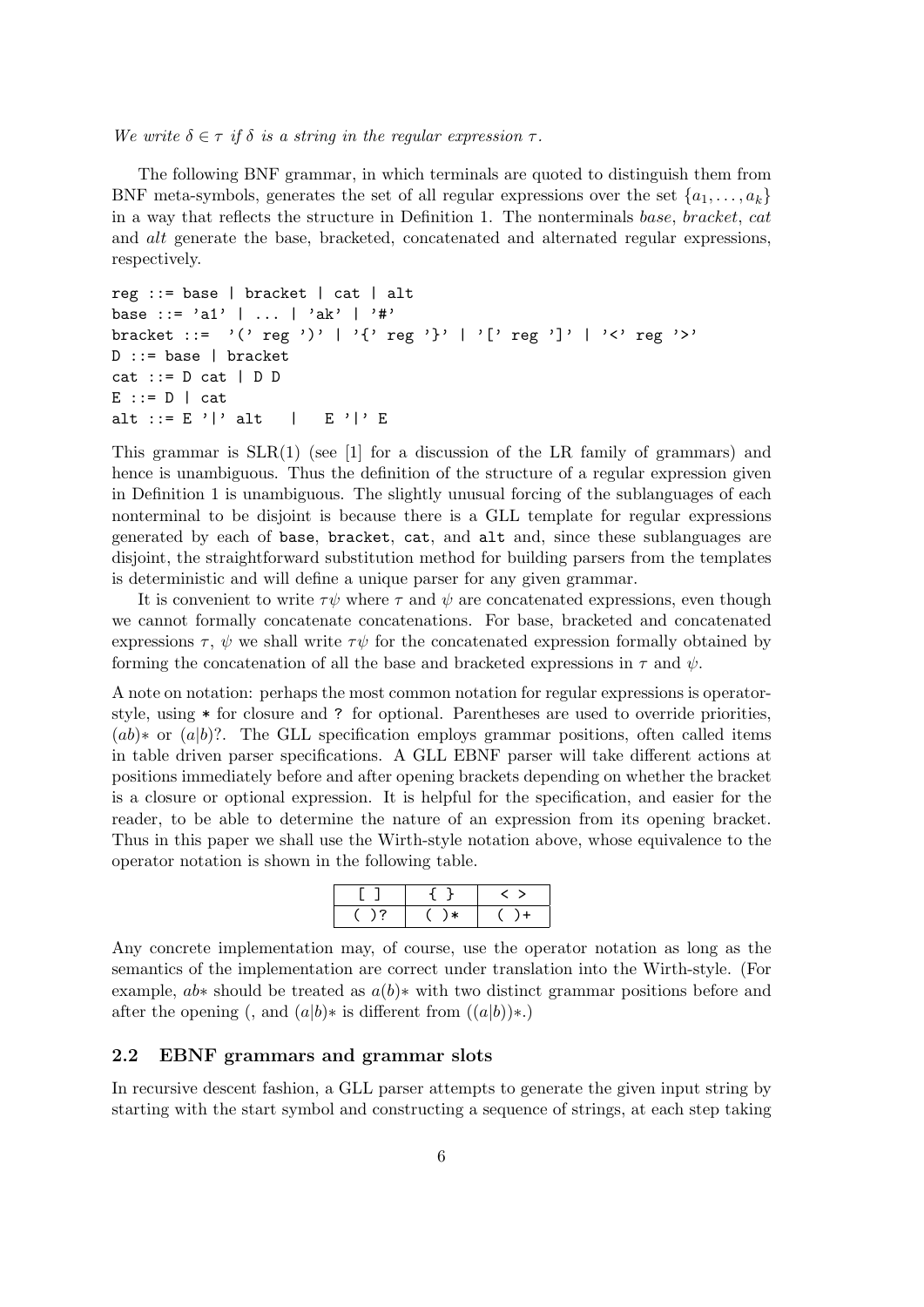*We write $\delta \in \tau$ if $\delta$ is a string in the regular expression $\tau$.*

The following BNF grammar, in which terminals are quoted to distinguish them from BNF meta-symbols, generates the set of all regular expressions over the set $\{a_1, \dots, a_k\}$ in a way that reflects the structure in Definition 1. The nonterminals *base*, *bracket*, *cat* and *alt* generate the base, bracketed, concatenated and alternated regular expressions, respectively.

```
reg ::= base | bracket | cat | alt
base ::= 'a1' | ... | 'ak' | '#'
bracket ::=  '(' reg ')' | '{' reg '}' | '[' reg ']' | '<' reg '>'
D ::= base | bracket
cat ::= D cat | D D
E ::= D | cat
alt ::= E '|' alt   |   E '|' E
```

This grammar is SLR(1) (see [1] for a discussion of the LR family of grammars) and hence is unambiguous. Thus the definition of the structure of a regular expression given in Definition 1 is unambiguous. The slightly unusual forcing of the sublanguages of each nonterminal to be disjoint is because there is a GLL template for regular expressions generated by each of `base`, `bracket`, `cat`, and `alt` and, since these sublanguages are disjoint, the straightforward substitution method for building parsers from the templates is deterministic and will define a unique parser for any given grammar.

It is convenient to write $\tau\psi$ where $\tau$ and $\psi$ are concatenated expressions, even though we cannot formally concatenate concatenations. For base, bracketed and concatenated expressions $\tau$, $\psi$ we shall write $\tau\psi$ for the concatenated expression formally obtained by forming the concatenation of all the base and bracketed expressions in $\tau$ and $\psi$.

A note on notation: perhaps the most common notation for regular expressions is operator-style, using `*` for closure and `?` for optional. Parentheses are used to override priorities, $(ab)*$ or $(a|b)?$. The GLL specification employs grammar positions, often called items in table driven parser specifications. A GLL EBNF parser will take different actions at positions immediately before and after opening brackets depending on whether the bracket is a closure or optional expression. It is helpful for the specification, and easier for the reader, to be able to determine the nature of an expression from its opening bracket. Thus in this paper we shall use the Wirth-style notation above, whose equivalence to the operator notation is shown in the following table.

| [ ] | { } | < > |
|---|---|---|
| ( )? | ( )* | ( )+ |

Any concrete implementation may, of course, use the operator notation as long as the semantics of the implementation are correct under translation into the Wirth-style. (For example, $ab*$ should be treated as $a(b)*$ with two distinct grammar positions before and after the opening (, and $(a|b)*$ is different from $((a|b))*$.)

### 2.2 EBNF grammars and grammar slots

In recursive descent fashion, a GLL parser attempts to generate the given input string by starting with the start symbol and constructing a sequence of strings, at each step taking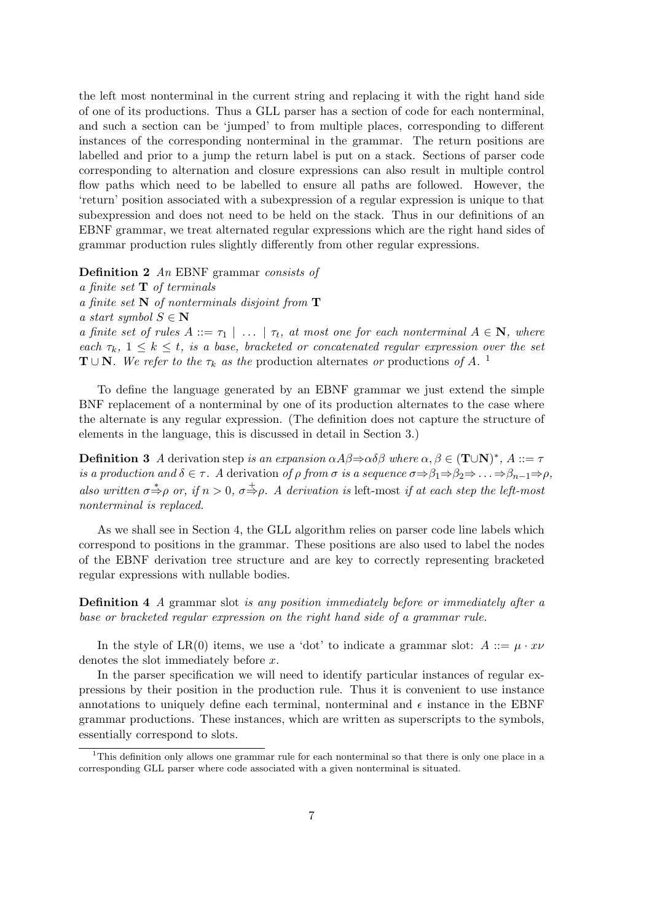the left most nonterminal in the current string and replacing it with the right hand side of one of its productions. Thus a GLL parser has a section of code for each nonterminal, and such a section can be 'jumped' to from multiple places, corresponding to different instances of the corresponding nonterminal in the grammar. The return positions are labelled and prior to a jump the return label is put on a stack. Sections of parser code corresponding to alternation and closure expressions can also result in multiple control flow paths which need to be labelled to ensure all paths are followed. However, the 'return' position associated with a subexpression of a regular expression is unique to that subexpression and does not need to be held on the stack. Thus in our definitions of an EBNF grammar, we treat alternated regular expressions which are the right hand sides of grammar production rules slightly differently from other regular expressions.

**Definition 2** *An* EBNF grammar *consists of*
*a finite set* $\mathbf{T}$ *of terminals*
*a finite set* $\mathbf{N}$ *of nonterminals disjoint from* $\mathbf{T}$
*a start symbol* $S \in \mathbf{N}$
*a finite set of rules* $A ::= \tau_1 \mid \ldots \mid \tau_t$*, at most one for each nonterminal* $A \in \mathbf{N}$*, where each* $\tau_k$*,* $1 \leq k \leq t$*, is a base, bracketed or concatenated regular expression over the set* $\mathbf{T} \cup \mathbf{N}$*. We refer to the* $\tau_k$ *as the* production alternates *or* productions *of* $A$*.* [1]

To define the language generated by an EBNF grammar we just extend the simple BNF replacement of a nonterminal by one of its production alternates to the case where the alternate is any regular expression. (The definition does not capture the structure of elements in the language, this is discussed in detail in Section 3.)

**Definition 3** *A* derivation step *is an expansion* $\alpha A \beta \Rightarrow \alpha \delta \beta$ *where* $\alpha, \beta \in (\mathbf{T} \cup \mathbf{N})^*$*,* $A ::= \tau$ *is a production and* $\delta \in \tau$*. A* derivation *of* $\rho$ *from* $\sigma$ *is a sequence* $\sigma \Rightarrow \beta_1 \Rightarrow \beta_2 \Rightarrow \ldots \Rightarrow \beta_{n-1} \Rightarrow \rho$*, also written* $\sigma \stackrel{*}{\Rightarrow} \rho$ *or, if* $n > 0$*,* $\sigma \stackrel{+}{\Rightarrow} \rho$*. A derivation is* left-most *if at each step the left-most nonterminal is replaced.*

As we shall see in Section 4, the GLL algorithm relies on parser code line labels which correspond to positions in the grammar. These positions are also used to label the nodes of the EBNF derivation tree structure and are key to correctly representing bracketed regular expressions with nullable bodies.

**Definition 4** *A* grammar slot *is any position immediately before or immediately after a base or bracketed regular expression on the right hand side of a grammar rule.*

In the style of LR(0) items, we use a 'dot' to indicate a grammar slot: $A ::= \mu \cdot x\nu$ denotes the slot immediately before $x$.

In the parser specification we will need to identify particular instances of regular expressions by their position in the production rule. Thus it is convenient to use instance annotations to uniquely define each terminal, nonterminal and $\epsilon$ instance in the EBNF grammar productions. These instances, which are written as superscripts to the symbols, essentially correspond to slots.

[1] This definition only allows one grammar rule for each nonterminal so that there is only one place in a corresponding GLL parser where code associated with a given nonterminal is situated.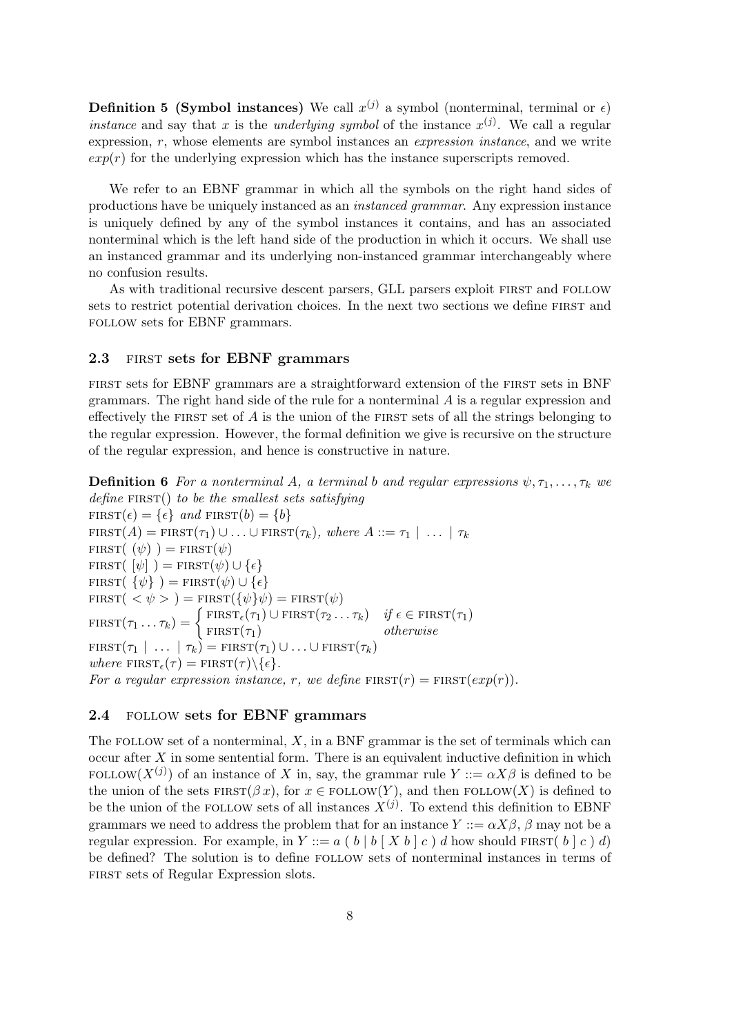**Definition 5 (Symbol instances)** We call $x^{(j)}$ a symbol (nonterminal, terminal or $\epsilon$) *instance* and say that $x$ is the *underlying symbol* of the instance $x^{(j)}$. We call a regular expression, $r$, whose elements are symbol instances an *expression instance*, and we write $exp(r)$ for the underlying expression which has the instance superscripts removed.

We refer to an EBNF grammar in which all the symbols on the right hand sides of productions have be uniquely instanced as an *instanced grammar*. Any expression instance is uniquely defined by any of the symbol instances it contains, and has an associated nonterminal which is the left hand side of the production in which it occurs. We shall use an instanced grammar and its underlying non-instanced grammar interchangeably where no confusion results.

As with traditional recursive descent parsers, GLL parsers exploit FIRST and FOLLOW sets to restrict potential derivation choices. In the next two sections we define FIRST and FOLLOW sets for EBNF grammars.

### 2.3 FIRST sets for EBNF grammars

FIRST sets for EBNF grammars are a straightforward extension of the FIRST sets in BNF grammars. The right hand side of the rule for a nonterminal $A$ is a regular expression and effectively the FIRST set of $A$ is the union of the FIRST sets of all the strings belonging to the regular expression. However, the formal definition we give is recursive on the structure of the regular expression, and hence is constructive in nature.

**Definition 6** *For a nonterminal $A$, a terminal $b$ and regular expressions $\psi, \tau_1, \ldots, \tau_k$ we define* FIRST() *to be the smallest sets satisfying*

$\text{FIRST}(\epsilon) = \{\epsilon\}$ *and* $\text{FIRST}(b) = \{b\}$

$\text{FIRST}(A) = \text{FIRST}(\tau_1) \cup \ldots \cup \text{FIRST}(\tau_k)$, *where* $A ::= \tau_1 \mid \ldots \mid \tau_k$

$\text{FIRST}(\ (\psi)\ ) = \text{FIRST}(\psi)$

$\text{FIRST}(\ [\psi]\ ) = \text{FIRST}(\psi) \cup \{\epsilon\}$

$\text{FIRST}(\ \{\psi\}\ ) = \text{FIRST}(\psi) \cup \{\epsilon\}$

$\text{FIRST}(\ <\psi>\ ) = \text{FIRST}(\{\psi\}\psi) = \text{FIRST}(\psi)$

$$\text{FIRST}(\tau_1 \ldots \tau_k) = \begin{cases} \text{FIRST}_\epsilon(\tau_1) \cup \text{FIRST}(\tau_2 \ldots \tau_k) & \text{if } \epsilon \in \text{FIRST}(\tau_1) \\ \text{FIRST}(\tau_1) & \text{otherwise} \end{cases}$$

$\text{FIRST}(\tau_1 \mid \ldots \mid \tau_k) = \text{FIRST}(\tau_1) \cup \ldots \cup \text{FIRST}(\tau_k)$

*where* $\text{FIRST}_\epsilon(\tau) = \text{FIRST}(\tau) \backslash \{\epsilon\}$.

*For a regular expression instance, $r$, we define* $\text{FIRST}(r) = \text{FIRST}(exp(r))$.

### 2.4 FOLLOW sets for EBNF grammars

The FOLLOW set of a nonterminal, $X$, in a BNF grammar is the set of terminals which can occur after $X$ in some sentential form. There is an equivalent inductive definition in which $\text{FOLLOW}(X^{(j)})$ of an instance of $X$ in, say, the grammar rule $Y ::= \alpha X \beta$ is defined to be the union of the sets $\text{FIRST}(\beta\, x)$, for $x \in \text{FOLLOW}(Y)$, and then $\text{FOLLOW}(X)$ is defined to be the union of the FOLLOW sets of all instances $X^{(j)}$. To extend this definition to EBNF grammars we need to address the problem that for an instance $Y ::= \alpha X \beta$, $\beta$ may not be a regular expression. For example, in $Y ::= a\ (\ b \mid b\ [\ X\ b\ ]\ c\ )\ d$ how should $\text{FIRST}(\ b\ ]\ c\ )\ d)$ be defined? The solution is to define FOLLOW sets of nonterminal instances in terms of FIRST sets of Regular Expression slots.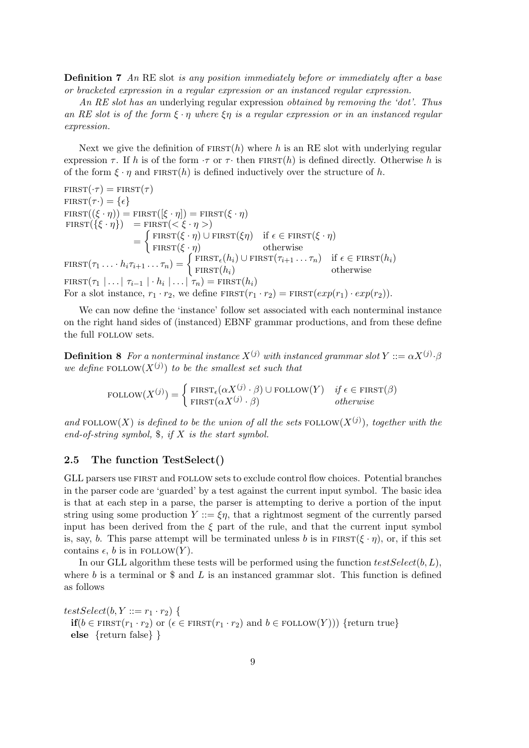**Definition 7** *An* RE slot *is any position immediately before or immediately after a base or bracketed expression in a regular expression or an instanced regular expression.*

*An RE slot has an* underlying regular expression *obtained by removing the 'dot'. Thus an RE slot is of the form $\xi \cdot \eta$ where $\xi\eta$ is a regular expression or in an instanced regular expression.*

Next we give the definition of $\text{FIRST}(h)$ where $h$ is an RE slot with underlying regular expression $\tau$. If $h$ is of the form $\cdot\tau$ or $\tau\cdot$ then $\text{FIRST}(h)$ is defined directly. Otherwise $h$ is of the form $\xi \cdot \eta$ and $\text{FIRST}(h)$ is defined inductively over the structure of $h$.

$\text{FIRST}(\cdot\tau) = \text{FIRST}(\tau)$
$\text{FIRST}(\tau\cdot) = \{\epsilon\}$
$\text{FIRST}((\xi \cdot \eta)) = \text{FIRST}([\xi \cdot \eta]) = \text{FIRST}(\xi \cdot \eta)$

$$\text{FIRST}(\{\xi \cdot \eta\}) = \text{FIRST}(< \xi \cdot \eta >) = \begin{cases} \text{FIRST}(\xi \cdot \eta) \cup \text{FIRST}(\xi\eta) & \text{if } \epsilon \in \text{FIRST}(\xi \cdot \eta) \\ \text{FIRST}(\xi \cdot \eta) & \text{otherwise} \end{cases}$$

$$\text{FIRST}(\tau_1 \ldots \cdot h_i \tau_{i+1} \ldots \tau_n) = \begin{cases} \text{FIRST}_\epsilon(h_i) \cup \text{FIRST}(\tau_{i+1} \ldots \tau_n) & \text{if } \epsilon \in \text{FIRST}(h_i) \\ \text{FIRST}(h_i) & \text{otherwise} \end{cases}$$

$\text{FIRST}(\tau_1 \mid \ldots \mid \tau_{i-1} \mid \cdot h_i \mid \ldots \mid \tau_n) = \text{FIRST}(h_i)$
For a slot instance, $r_1 \cdot r_2$, we define $\text{FIRST}(r_1 \cdot r_2) = \text{FIRST}(exp(r_1) \cdot exp(r_2))$.

We can now define the 'instance' follow set associated with each nonterminal instance on the right hand sides of (instanced) EBNF grammar productions, and from these define the full FOLLOW sets.

**Definition 8** *For a nonterminal instance $X^{(j)}$ with instanced grammar slot $Y ::= \alpha X^{(j)} \cdot \beta$ we define $\text{FOLLOW}(X^{(j)})$ to be the smallest set such that*

$$\text{FOLLOW}(X^{(j)}) = \begin{cases} \text{FIRST}_\epsilon(\alpha X^{(j)} \cdot \beta) \cup \text{FOLLOW}(Y) & \text{if } \epsilon \in \text{FIRST}(\beta) \\ \text{FIRST}(\alpha X^{(j)} \cdot \beta) & \text{otherwise} \end{cases}$$

*and $\text{FOLLOW}(X)$ is defined to be the union of all the sets $\text{FOLLOW}(X^{(j)})$, together with the end-of-string symbol, \$, if $X$ is the start symbol.*

## 2.5 The function TestSelect()

GLL parsers use FIRST and FOLLOW sets to exclude control flow choices. Potential branches in the parser code are 'guarded' by a test against the current input symbol. The basic idea is that at each step in a parse, the parser is attempting to derive a portion of the input string using some production $Y ::= \xi\eta$, that a rightmost segment of the currently parsed input has been derived from the $\xi$ part of the rule, and that the current input symbol is, say, $b$. This parse attempt will be terminated unless $b$ is in $\text{FIRST}(\xi \cdot \eta)$, or, if this set contains $\epsilon$, $b$ is in $\text{FOLLOW}(Y)$.

In our GLL algorithm these tests will be performed using the function $testSelect(b, L)$, where $b$ is a terminal or \$ and $L$ is an instanced grammar slot. This function is defined as follows

$testSelect(b, Y ::= r_1 \cdot r_2)$ {
  **if**($b \in \text{FIRST}(r_1 \cdot r_2)$ or ($\epsilon \in \text{FIRST}(r_1 \cdot r_2)$ and $b \in \text{FOLLOW}(Y)$)) {return true}
  **else** {return false} }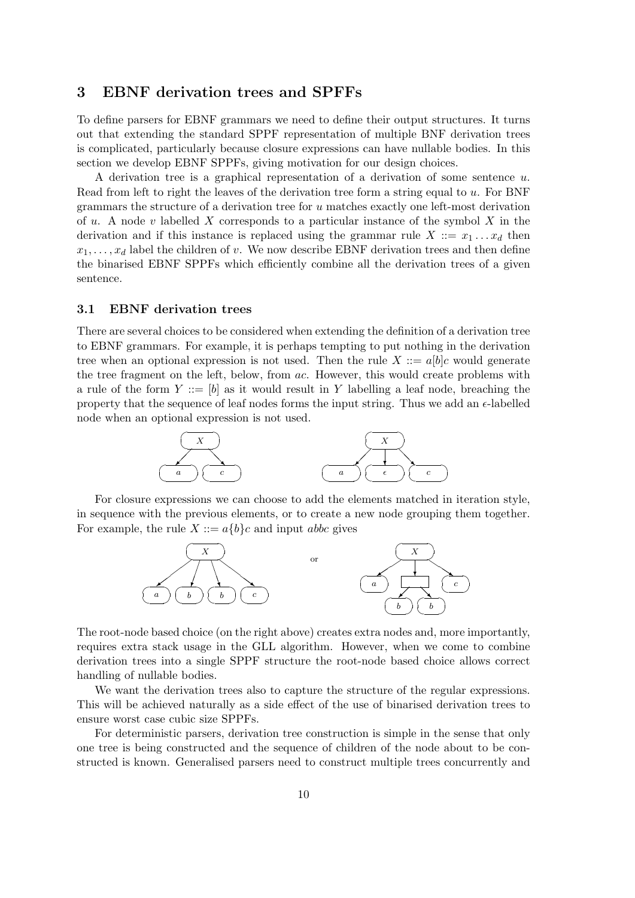## 3 EBNF derivation trees and SPPFs

To define parsers for EBNF grammars we need to define their output structures. It turns out that extending the standard SPPF representation of multiple BNF derivation trees is complicated, particularly because closure expressions can have nullable bodies. In this section we develop EBNF SPPFs, giving motivation for our design choices.

A derivation tree is a graphical representation of a derivation of some sentence $u$. Read from left to right the leaves of the derivation tree form a string equal to $u$. For BNF grammars the structure of a derivation tree for $u$ matches exactly one left-most derivation of $u$. A node $v$ labelled $X$ corresponds to a particular instance of the symbol $X$ in the derivation and if this instance is replaced using the grammar rule $X ::= x_1 \dots x_d$ then $x_1, \dots, x_d$ label the children of $v$. We now describe EBNF derivation trees and then define the binarised EBNF SPPFs which efficiently combine all the derivation trees of a given sentence.

### 3.1 EBNF derivation trees

There are several choices to be considered when extending the definition of a derivation tree to EBNF grammars. For example, it is perhaps tempting to put nothing in the derivation tree when an optional expression is not used. Then the rule $X ::= a[b]c$ would generate the tree fragment on the left, below, from $ac$. However, this would create problems with a rule of the form $Y ::= [b]$ as it would result in $Y$ labelling a leaf node, breaching the property that the sequence of leaf nodes forms the input string. Thus we add an $\epsilon$-labelled node when an optional expression is not used.

For closure expressions we can choose to add the elements matched in iteration style, in sequence with the previous elements, or to create a new node grouping them together. For example, the rule $X ::= a\{b\}c$ and input $abbc$ gives

The root-node based choice (on the right above) creates extra nodes and, more importantly, requires extra stack usage in the GLL algorithm. However, when we come to combine derivation trees into a single SPPF structure the root-node based choice allows correct handling of nullable bodies.

We want the derivation trees also to capture the structure of the regular expressions. This will be achieved naturally as a side effect of the use of binarised derivation trees to ensure worst case cubic size SPPFs.

For deterministic parsers, derivation tree construction is simple in the sense that only one tree is being constructed and the sequence of children of the node about to be constructed is known. Generalised parsers need to construct multiple trees concurrently and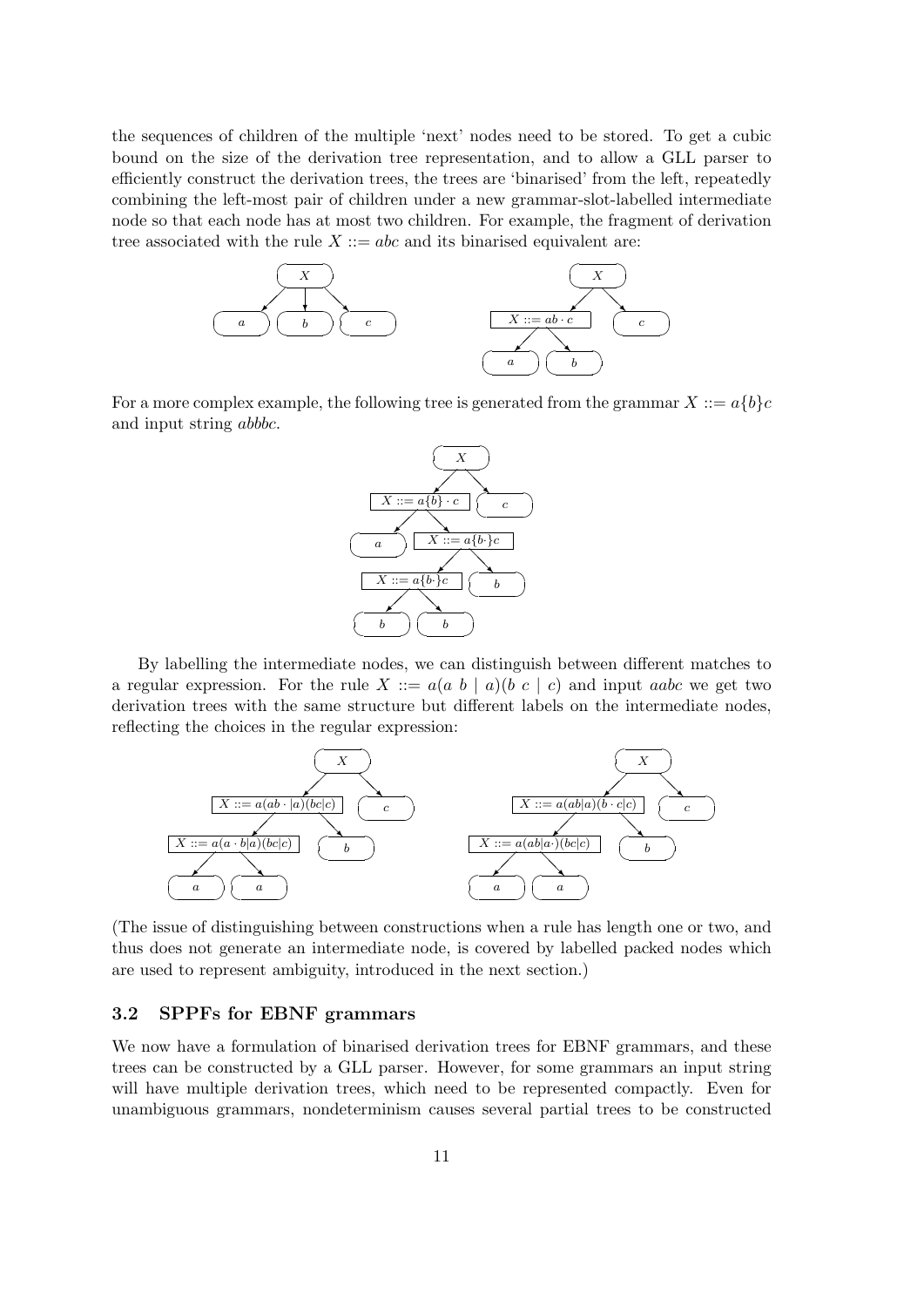the sequences of children of the multiple 'next' nodes need to be stored. To get a cubic bound on the size of the derivation tree representation, and to allow a GLL parser to efficiently construct the derivation trees, the trees are 'binarised' from the left, repeatedly combining the left-most pair of children under a new grammar-slot-labelled intermediate node so that each node has at most two children. For example, the fragment of derivation tree associated with the rule $X ::= abc$ and its binarised equivalent are:

For a more complex example, the following tree is generated from the grammar $X ::= a\{b\}c$ and input string *abbbc*.

By labelling the intermediate nodes, we can distinguish between different matches to a regular expression. For the rule $X ::= a(a\ b \mid a)(b\ c \mid c)$ and input *aabc* we get two derivation trees with the same structure but different labels on the intermediate nodes, reflecting the choices in the regular expression:

(The issue of distinguishing between constructions when a rule has length one or two, and thus does not generate an intermediate node, is covered by labelled packed nodes which are used to represent ambiguity, introduced in the next section.)

### 3.2 SPPFs for EBNF grammars

We now have a formulation of binarised derivation trees for EBNF grammars, and these trees can be constructed by a GLL parser. However, for some grammars an input string will have multiple derivation trees, which need to be represented compactly. Even for unambiguous grammars, nondeterminism causes several partial trees to be constructed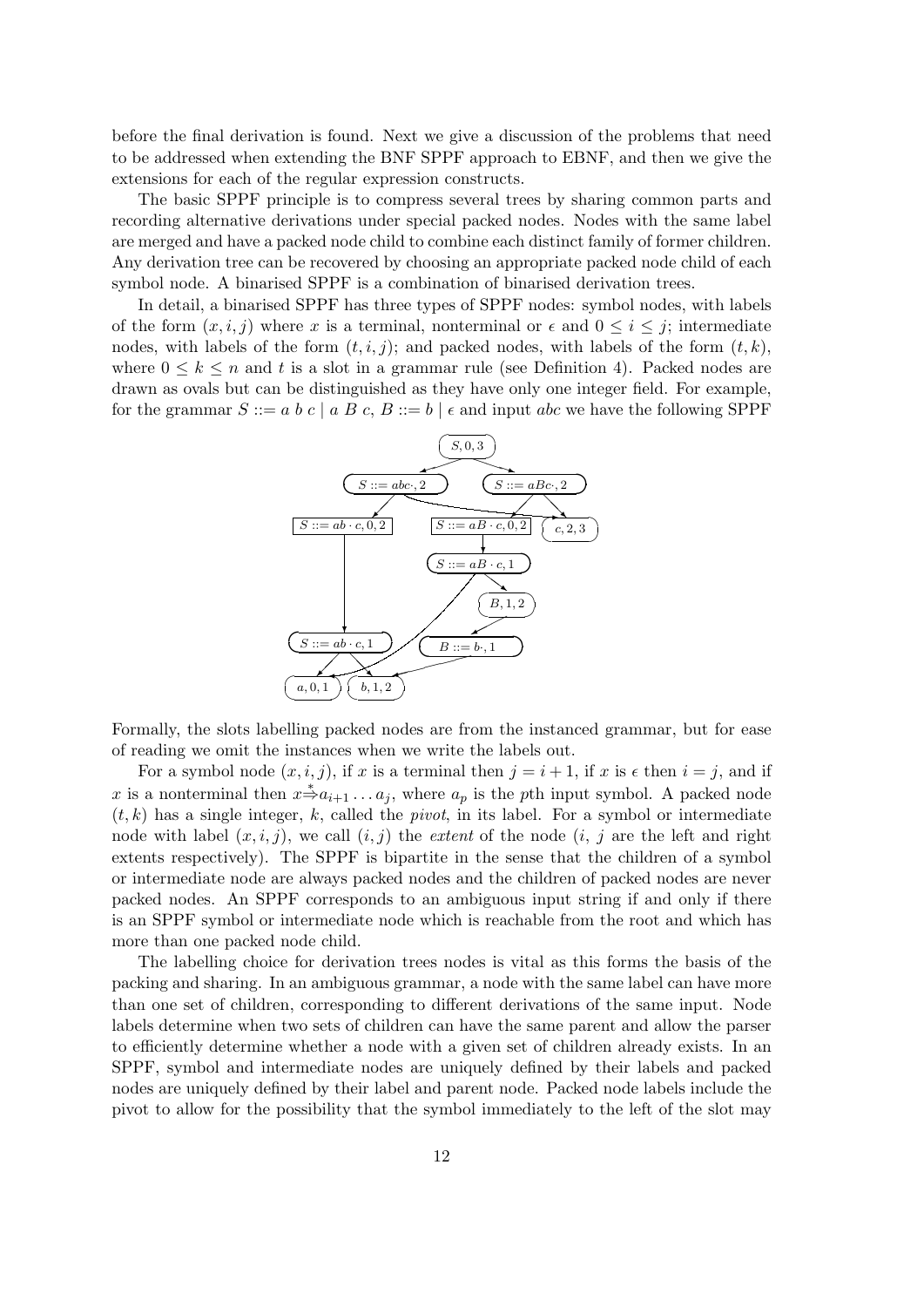before the final derivation is found. Next we give a discussion of the problems that need to be addressed when extending the BNF SPPF approach to EBNF, and then we give the extensions for each of the regular expression constructs.

The basic SPPF principle is to compress several trees by sharing common parts and recording alternative derivations under special packed nodes. Nodes with the same label are merged and have a packed node child to combine each distinct family of former children. Any derivation tree can be recovered by choosing an appropriate packed node child of each symbol node. A binarised SPPF is a combination of binarised derivation trees.

In detail, a binarised SPPF has three types of SPPF nodes: symbol nodes, with labels of the form $(x, i, j)$ where $x$ is a terminal, nonterminal or $\epsilon$ and $0 \leq i \leq j$; intermediate nodes, with labels of the form $(t, i, j)$; and packed nodes, with labels of the form $(t, k)$, where $0 \leq k \leq n$ and $t$ is a slot in a grammar rule (see Definition 4). Packed nodes are drawn as ovals but can be distinguished as they have only one integer field. For example, for the grammar $S ::= a\ b\ c \mid a\ B\ c$, $B ::= b \mid \epsilon$ and input $abc$ we have the following SPPF

Formally, the slots labelling packed nodes are from the instanced grammar, but for ease of reading we omit the instances when we write the labels out.

For a symbol node $(x, i, j)$, if $x$ is a terminal then $j = i + 1$, if $x$ is $\epsilon$ then $i = j$, and if $x$ is a nonterminal then $x \overset{*}{\Rightarrow} a_{i+1} \dots a_j$, where $a_p$ is the $p$th input symbol. A packed node $(t, k)$ has a single integer, $k$, called the *pivot*, in its label. For a symbol or intermediate node with label $(x, i, j)$, we call $(i, j)$ the *extent* of the node ($i$, $j$ are the left and right extents respectively). The SPPF is bipartite in the sense that the children of a symbol or intermediate node are always packed nodes and the children of packed nodes are never packed nodes. An SPPF corresponds to an ambiguous input string if and only if there is an SPPF symbol or intermediate node which is reachable from the root and which has more than one packed node child.

The labelling choice for derivation trees nodes is vital as this forms the basis of the packing and sharing. In an ambiguous grammar, a node with the same label can have more than one set of children, corresponding to different derivations of the same input. Node labels determine when two sets of children can have the same parent and allow the parser to efficiently determine whether a node with a given set of children already exists. In an SPPF, symbol and intermediate nodes are uniquely defined by their labels and packed nodes are uniquely defined by their label and parent node. Packed node labels include the pivot to allow for the possibility that the symbol immediately to the left of the slot may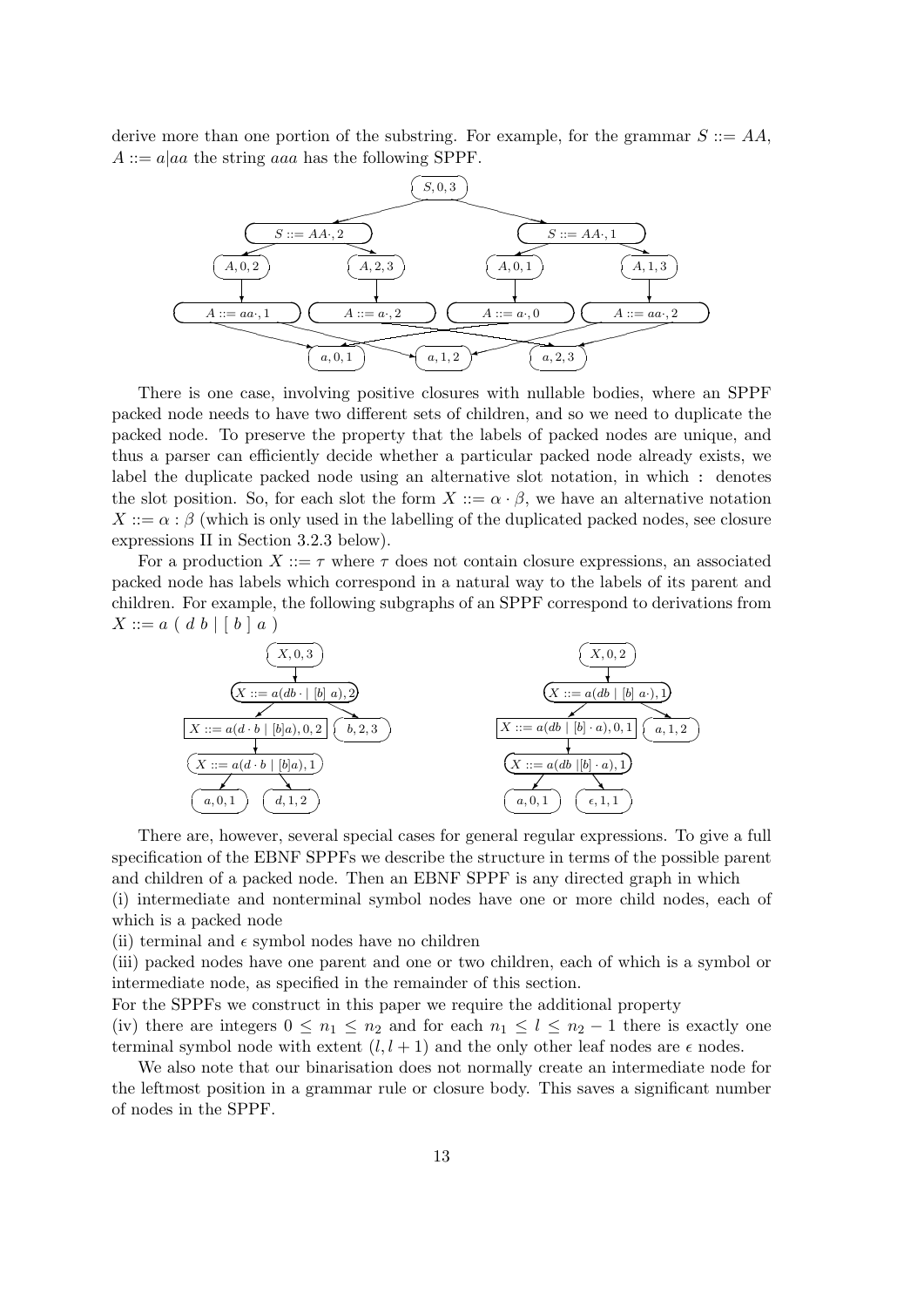derive more than one portion of the substring. For example, for the grammar $S ::= AA$, $A ::= a|aa$ the string $aaa$ has the following SPPF.

There is one case, involving positive closures with nullable bodies, where an SPPF packed node needs to have two different sets of children, and so we need to duplicate the packed node. To preserve the property that the labels of packed nodes are unique, and thus a parser can efficiently decide whether a particular packed node already exists, we label the duplicate packed node using an alternative slot notation, in which $:$ denotes the slot position. So, for each slot the form $X ::= \alpha \cdot \beta$, we have an alternative notation $X ::= \alpha : \beta$ (which is only used in the labelling of the duplicated packed nodes, see closure expressions II in Section 3.2.3 below).

For a production $X ::= \tau$ where $\tau$ does not contain closure expressions, an associated packed node has labels which correspond in a natural way to the labels of its parent and children. For example, the following subgraphs of an SPPF correspond to derivations from $X ::= a\ (\ d\ b\ |\ [\ b\ ]\ a\ )$

There are, however, several special cases for general regular expressions. To give a full specification of the EBNF SPPFs we describe the structure in terms of the possible parent and children of a packed node. Then an EBNF SPPF is any directed graph in which
(i) intermediate and nonterminal symbol nodes have one or more child nodes, each of which is a packed node
(ii) terminal and $\epsilon$ symbol nodes have no children
(iii) packed nodes have one parent and one or two children, each of which is a symbol or intermediate node, as specified in the remainder of this section.
For the SPPFs we construct in this paper we require the additional property
(iv) there are integers $0 \leq n_1 \leq n_2$ and for each $n_1 \leq l \leq n_2 - 1$ there is exactly one terminal symbol node with extent $(l, l + 1)$ and the only other leaf nodes are $\epsilon$ nodes.

We also note that our binarisation does not normally create an intermediate node for the leftmost position in a grammar rule or closure body. This saves a significant number of nodes in the SPPF.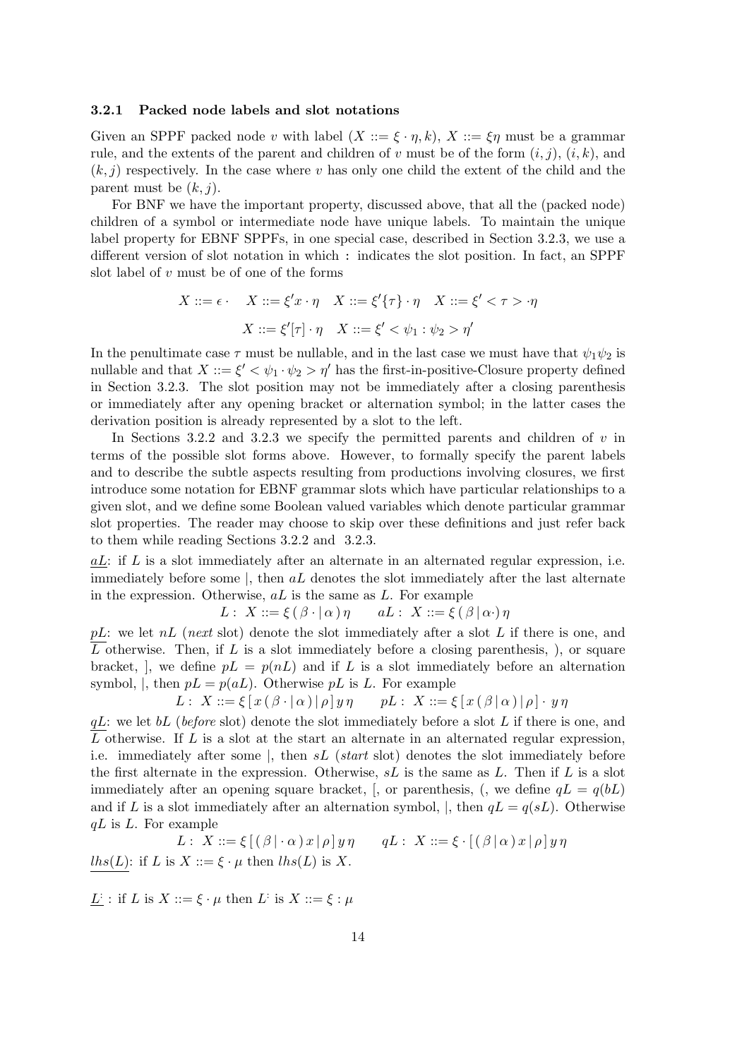### 3.2.1 Packed node labels and slot notations

Given an SPPF packed node $v$ with label $(X ::= \xi \cdot \eta, k)$, $X ::= \xi\eta$ must be a grammar rule, and the extents of the parent and children of $v$ must be of the form $(i, j)$, $(i, k)$, and $(k, j)$ respectively. In the case where $v$ has only one child the extent of the child and the parent must be $(k, j)$.

For BNF we have the important property, discussed above, that all the (packed node) children of a symbol or intermediate node have unique labels. To maintain the unique label property for EBNF SPPFs, in one special case, described in Section 3.2.3, we use a different version of slot notation in which $:$ indicates the slot position. In fact, an SPPF slot label of $v$ must be of one of the forms

$$X ::= \epsilon \cdot \quad X ::= \xi' x \cdot \eta \quad X ::= \xi' \{\tau\} \cdot \eta \quad X ::= \xi' < \tau > \cdot \eta$$

$$X ::= \xi' [\tau] \cdot \eta \quad X ::= \xi' < \psi_1 : \psi_2 > \eta'$$

In the penultimate case $\tau$ must be nullable, and in the last case we must have that $\psi_1\psi_2$ is nullable and that $X ::= \xi' < \psi_1 \cdot \psi_2 > \eta'$ has the first-in-positive-Closure property defined in Section 3.2.3. The slot position may not be immediately after a closing parenthesis or immediately after any opening bracket or alternation symbol; in the latter cases the derivation position is already represented by a slot to the left.

In Sections 3.2.2 and 3.2.3 we specify the permitted parents and children of $v$ in terms of the possible slot forms above. However, to formally specify the parent labels and to describe the subtle aspects resulting from productions involving closures, we first introduce some notation for EBNF grammar slots which have particular relationships to a given slot, and we define some Boolean valued variables which denote particular grammar slot properties. The reader may choose to skip over these definitions and just refer back to them while reading Sections 3.2.2 and 3.2.3.

<u>$aL$</u>: if $L$ is a slot immediately after an alternate in an alternated regular expression, i.e. immediately before some $|$, then $aL$ denotes the slot immediately after the last alternate in the expression. Otherwise, $aL$ is the same as $L$. For example

$$L: \ X ::= \xi \, (\, \beta \cdot | \, \alpha \,) \, \eta \qquad aL: \ X ::= \xi \, (\, \beta \, | \, \alpha \cdot) \, \eta$$

<u>$pL$</u>: we let $nL$ (*next* slot) denote the slot immediately after a slot $L$ if there is one, and $L$ otherwise. Then, if $L$ is a slot immediately before a closing parenthesis, ), or square bracket, ], we define $pL = p(nL)$ and if $L$ is a slot immediately before an alternation symbol, $|$, then $pL = p(aL)$. Otherwise $pL$ is $L$. For example

$$L: \ X ::= \xi \, [\, x \, (\, \beta \cdot | \, \alpha \,) \, | \, \rho \,] \, y \, \eta \qquad pL: \ X ::= \xi \, [\, x \, (\, \beta \, | \, \alpha \,) \, | \, \rho \,] \cdot y \, \eta$$

<u>$qL$</u>: we let $bL$ (*before* slot) denote the slot immediately before a slot $L$ if there is one, and $L$ otherwise. If $L$ is a slot at the start an alternate in an alternated regular expression, i.e. immediately after some $|$, then $sL$ (*start* slot) denotes the slot immediately before the first alternate in the expression. Otherwise, $sL$ is the same as $L$. Then if $L$ is a slot immediately after an opening square bracket, [, or parenthesis, (, we define $qL = q(bL)$ and if $L$ is a slot immediately after an alternation symbol, $|$, then $qL = q(sL)$. Otherwise $qL$ is $L$. For example

$$L: \ X ::= \xi \, [\, (\, \beta \, | \cdot \alpha \,) \, x \, | \, \rho \,] \, y \, \eta \qquad qL: \ X ::= \xi \cdot [\, (\, \beta \, | \, \alpha \,) \, x \, | \, \rho \,] \, y \, \eta$$

<u>$lhs(L)$</u>: if $L$ is $X ::= \xi \cdot \mu$ then $lhs(L)$ is $X$.

<u>$L^{:}$</u> : if $L$ is $X ::= \xi \cdot \mu$ then $L^{:}$ is $X ::= \xi : \mu$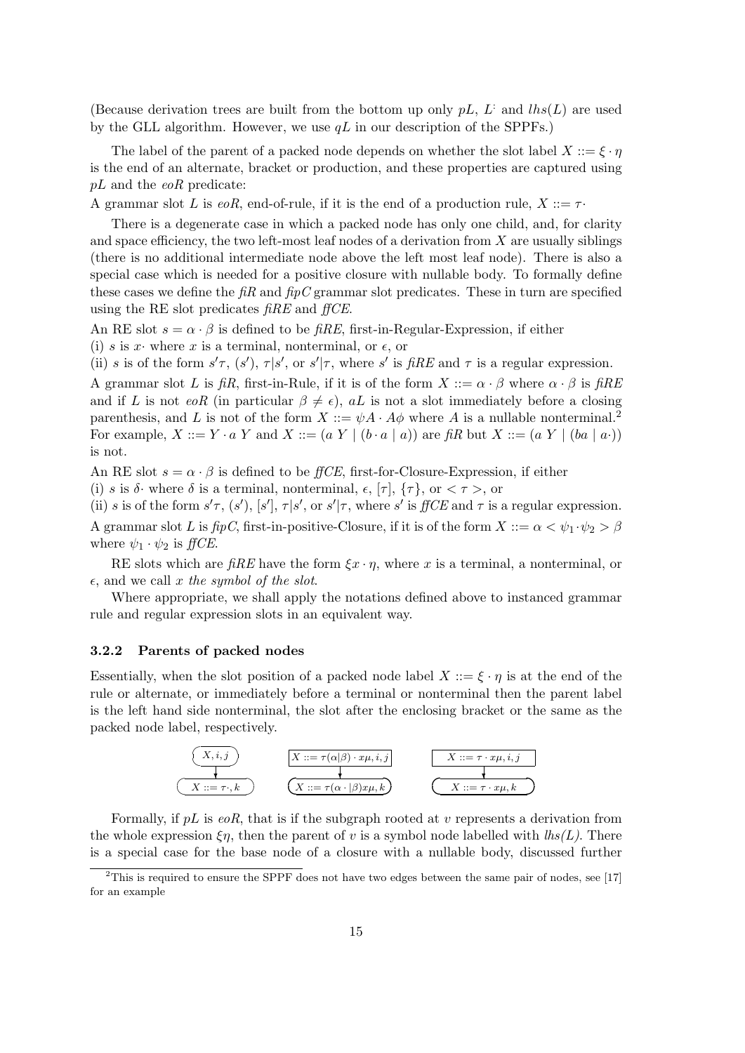(Because derivation trees are built from the bottom up only $pL$, $L^{:}$ and $lhs(L)$ are used by the GLL algorithm. However, we use $qL$ in our description of the SPPFs.)

The label of the parent of a packed node depends on whether the slot label $X ::= \xi \cdot \eta$ is the end of an alternate, bracket or production, and these properties are captured using $pL$ and the *eoR* predicate:

A grammar slot $L$ is *eoR*, end-of-rule, if it is the end of a production rule, $X ::= \tau \cdot$

There is a degenerate case in which a packed node has only one child, and, for clarity and space efficiency, the two left-most leaf nodes of a derivation from $X$ are usually siblings (there is no additional intermediate node above the left most leaf node). There is also a special case which is needed for a positive closure with nullable body. To formally define these cases we define the *fiR* and *fipC* grammar slot predicates. These in turn are specified using the RE slot predicates *fiRE* and *ffCE*.

An RE slot $s = \alpha \cdot \beta$ is defined to be *fiRE*, first-in-Regular-Expression, if either
(i) $s$ is $x\cdot$ where $x$ is a terminal, nonterminal, or $\epsilon$, or
(ii) $s$ is of the form $s'\tau$, $(s')$, $\tau|s'$, or $s'|\tau$, where $s'$ is *fiRE* and $\tau$ is a regular expression.

A grammar slot $L$ is *fiR*, first-in-Rule, if it is of the form $X ::= \alpha \cdot \beta$ where $\alpha \cdot \beta$ is *fiRE* and if $L$ is not *eoR* (in particular $\beta \neq \epsilon$), $aL$ is not a slot immediately before a closing parenthesis, and $L$ is not of the form $X ::= \psi A \cdot A\phi$ where $A$ is a nullable nonterminal.[2] For example, $X ::= Y \cdot a\ Y$ and $X ::= (a\ Y \mid (b \cdot a \mid a))$ are *fiR* but $X ::= (a\ Y \mid (ba \mid a\cdot))$ is not.

An RE slot $s = \alpha \cdot \beta$ is defined to be *ffCE*, first-for-Closure-Expression, if either
(i) $s$ is $\delta\cdot$ where $\delta$ is a terminal, nonterminal, $\epsilon$, $[\tau]$, $\{\tau\}$, or $< \tau >$, or
(ii) $s$ is of the form $s'\tau$, $(s')$, $[s']$, $\tau|s'$, or $s'|\tau$, where $s'$ is *ffCE* and $\tau$ is a regular expression.

A grammar slot $L$ is *fipC*, first-in-positive-Closure, if it is of the form $X ::= \alpha < \psi_1 \cdot \psi_2 > \beta$ where $\psi_1 \cdot \psi_2$ is *ffCE*.

RE slots which are *fiRE* have the form $\xi x \cdot \eta$, where $x$ is a terminal, a nonterminal, or $\epsilon$, and we call $x$ *the symbol of the slot*.

Where appropriate, we shall apply the notations defined above to instanced grammar rule and regular expression slots in an equivalent way.

### 3.2.2 Parents of packed nodes

Essentially, when the slot position of a packed node label $X ::= \xi \cdot \eta$ is at the end of the rule or alternate, or immediately before a terminal or nonterminal then the parent label is the left hand side nonterminal, the slot after the enclosing bracket or the same as the packed node label, respectively.

$$X, i, j \rightarrow X ::= \tau\cdot, k \qquad X ::= \tau(\alpha|\beta) \cdot x\mu, i, j \rightarrow X ::= \tau(\alpha \cdot |\beta)x\mu, k \qquad X ::= \tau \cdot x\mu, i, j \rightarrow X ::= \tau \cdot x\mu, k$$

Formally, if $pL$ is *eoR*, that is if the subgraph rooted at $v$ represents a derivation from the whole expression $\xi\eta$, then the parent of $v$ is a symbol node labelled with *lhs(L)*. There is a special case for the base node of a closure with a nullable body, discussed further

[2] This is required to ensure the SPPF does not have two edges between the same pair of nodes, see [17] for an example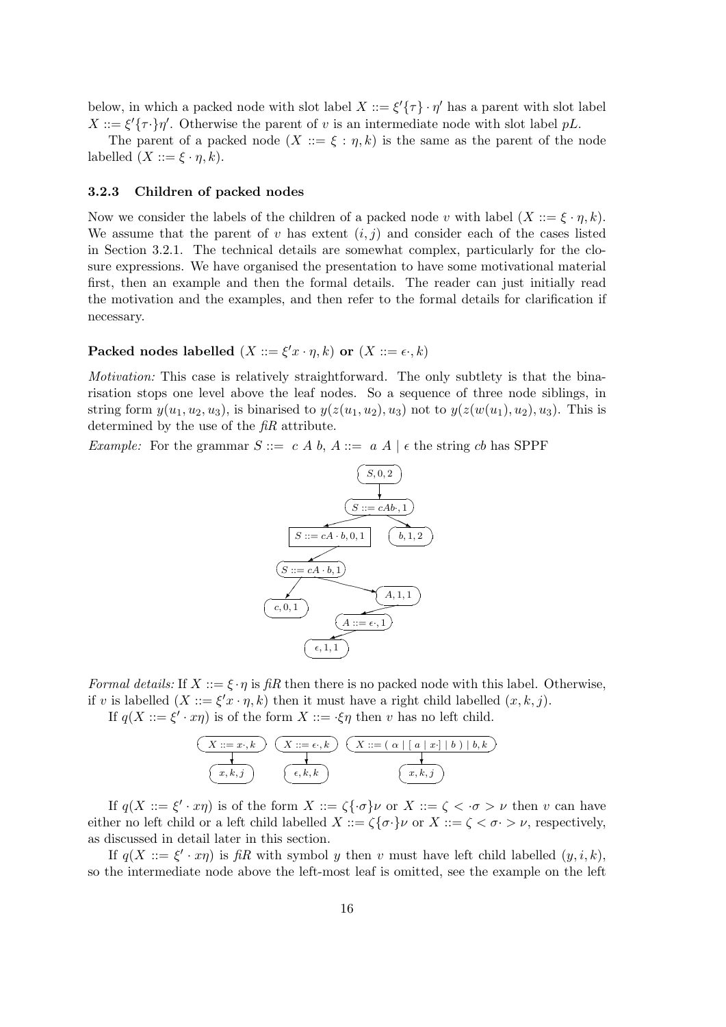below, in which a packed node with slot label $X ::= \xi'\{\tau\} \cdot \eta'$ has a parent with slot label $X ::= \xi'\{\tau \cdot\}\eta'$. Otherwise the parent of $v$ is an intermediate node with slot label $pL$.

The parent of a packed node $(X ::= \xi : \eta, k)$ is the same as the parent of the node labelled $(X ::= \xi \cdot \eta, k)$.

### 3.2.3 Children of packed nodes

Now we consider the labels of the children of a packed node $v$ with label $(X ::= \xi \cdot \eta, k)$. We assume that the parent of $v$ has extent $(i, j)$ and consider each of the cases listed in Section 3.2.1. The technical details are somewhat complex, particularly for the closure expressions. We have organised the presentation to have some motivational material first, then an example and then the formal details. The reader can just initially read the motivation and the examples, and then refer to the formal details for clarification if necessary.

**Packed nodes labelled $(X ::= \xi' x \cdot \eta, k)$ or $(X ::= \epsilon \cdot, k)$**

*Motivation:* This case is relatively straightforward. The only subtlety is that the binarisation stops one level above the leaf nodes. So a sequence of three node siblings, in string form $y(u_1, u_2, u_3)$, is binarised to $y(z(u_1, u_2), u_3)$ not to $y(z(w(u_1), u_2), u_3)$. This is determined by the use of the *fiR* attribute.

*Example:* For the grammar $S ::= \ c \ A \ b, \ A ::= \ a \ A \mid \epsilon$ the string $cb$ has SPPF

```
                (S,0,2)
                   |
              (S ::= cAb·,1)
               /          \
   [S ::= cA·b,0,1]      (b,1,2)
          |
     (S ::= cA·b,1)
       /        \
   (c,0,1)     (A,1,1)
                  |
             (A ::= ε·,1)
                  |
              (ε,1,1)
```

*Formal details:* If $X ::= \xi \cdot \eta$ is *fiR* then there is no packed node with this label. Otherwise, if $v$ is labelled $(X ::= \xi' x \cdot \eta, k)$ then it must have a right child labelled $(x, k, j)$.

If $q(X ::= \xi' \cdot x\eta)$ is of the form $X ::= \cdot \xi\eta$ then $v$ has no left child.

```
(X ::= x·, k)     (X ::= ε·, k)     (X ::= ( α | [ a | x·] | b ) | b, k)
      |                 |                          |
  (x, k, j)         (ε, k, k)                  (x, k, j)
```

If $q(X ::= \xi' \cdot x\eta)$ is of the form $X ::= \zeta\{\cdot\sigma\}\nu$ or $X ::= \zeta < \cdot\sigma > \nu$ then $v$ can have either no left child or a left child labelled $X ::= \zeta\{\sigma\cdot\}\nu$ or $X ::= \zeta < \sigma\cdot > \nu$, respectively, as discussed in detail later in this section.

If $q(X ::= \xi' \cdot x\eta)$ is *fiR* with symbol $y$ then $v$ must have left child labelled $(y, i, k)$, so the intermediate node above the left-most leaf is omitted, see the example on the left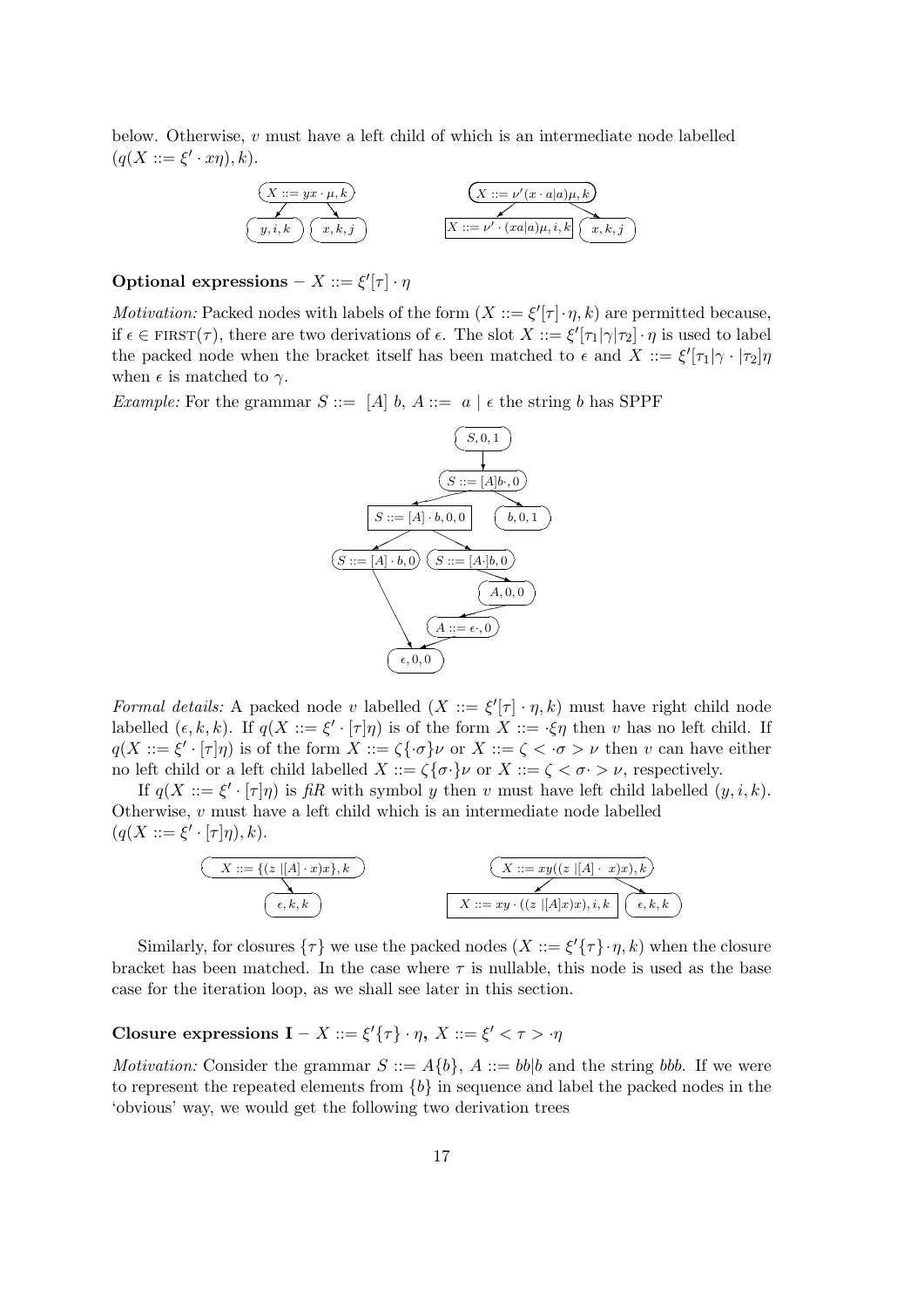below. Otherwise, $v$ must have a left child of which is an intermediate node labelled $(q(X ::= \xi' \cdot x\eta), k)$.

**Optional expressions** – $X ::= \xi'[\tau] \cdot \eta$

*Motivation:* Packed nodes with labels of the form $(X ::= \xi'[\tau] \cdot \eta, k)$ are permitted because, if $\epsilon \in \text{FIRST}(\tau)$, there are two derivations of $\epsilon$. The slot $X ::= \xi'[\tau_1|\gamma|\tau_2] \cdot \eta$ is used to label the packed node when the bracket itself has been matched to $\epsilon$ and $X ::= \xi'[\tau_1|\gamma \cdot |\tau_2]\eta$ when $\epsilon$ is matched to $\gamma$.

*Example:* For the grammar $S ::= \ [A] \ b, \ A ::= \ a \mid \epsilon$ the string $b$ has SPPF

*Formal details:* A packed node $v$ labelled $(X ::= \xi'[\tau] \cdot \eta, k)$ must have right child node labelled $(\epsilon, k, k)$. If $q(X ::= \xi' \cdot [\tau]\eta)$ is of the form $X ::= \cdot\xi\eta$ then $v$ has no left child. If $q(X ::= \xi' \cdot [\tau]\eta)$ is of the form $X ::= \zeta\{\cdot\sigma\}\nu$ or $X ::= \zeta < \cdot\sigma > \nu$ then $v$ can have either no left child or a left child labelled $X ::= \zeta\{\sigma\cdot\}\nu$ or $X ::= \zeta < \sigma\cdot > \nu$, respectively.

If $q(X ::= \xi' \cdot [\tau]\eta)$ is *fiR* with symbol $y$ then $v$ must have left child labelled $(y, i, k)$. Otherwise, $v$ must have a left child which is an intermediate node labelled $(q(X ::= \xi' \cdot [\tau]\eta), k)$.

Similarly, for closures $\{\tau\}$ we use the packed nodes $(X ::= \xi'\{\tau\} \cdot \eta, k)$ when the closure bracket has been matched. In the case where $\tau$ is nullable, this node is used as the base case for the iteration loop, as we shall see later in this section.

**Closure expressions I** – $X ::= \xi'\{\tau\} \cdot \eta$, $X ::= \xi' < \tau > \cdot\eta$

*Motivation:* Consider the grammar $S ::= A\{b\}, \ A ::= bb|b$ and the string *bbb*. If we were to represent the repeated elements from $\{b\}$ in sequence and label the packed nodes in the 'obvious' way, we would get the following two derivation trees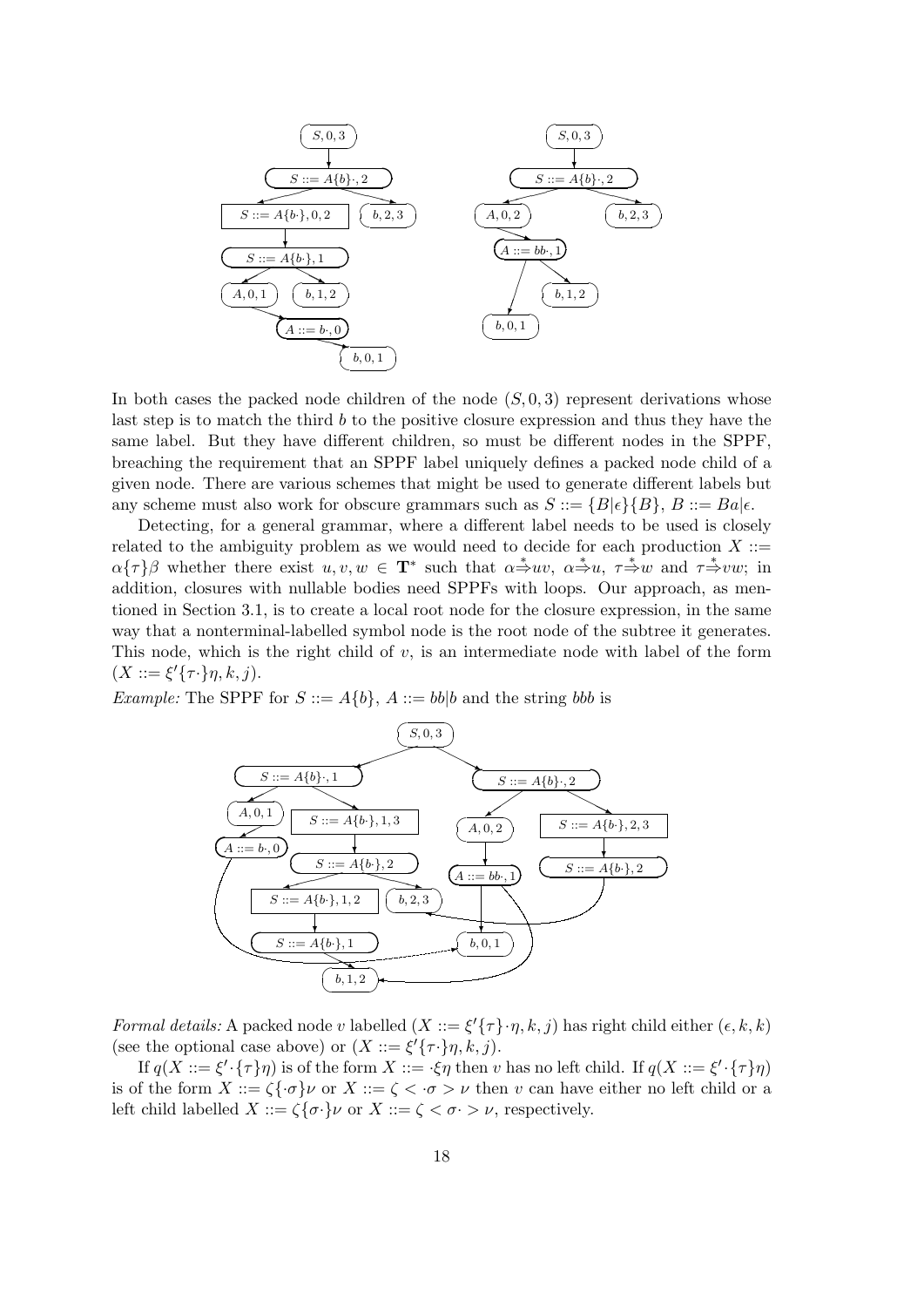In both cases the packed node children of the node $(S, 0, 3)$ represent derivations whose last step is to match the third $b$ to the positive closure expression and thus they have the same label. But they have different children, so must be different nodes in the SPPF, breaching the requirement that an SPPF label uniquely defines a packed node child of a given node. There are various schemes that might be used to generate different labels but any scheme must also work for obscure grammars such as $S ::= \{B|\epsilon\}\{B\}$, $B ::= Ba|\epsilon$.

Detecting, for a general grammar, where a different label needs to be used is closely related to the ambiguity problem as we would need to decide for each production $X ::= \alpha\{\tau\}\beta$ whether there exist $u, v, w \in \mathbf{T}^*$ such that $\alpha \stackrel{*}{\Rightarrow} uv$, $\alpha \stackrel{*}{\Rightarrow} u$, $\tau \stackrel{*}{\Rightarrow} w$ and $\tau \stackrel{*}{\Rightarrow} vw$; in addition, closures with nullable bodies need SPPFs with loops. Our approach, as mentioned in Section 3.1, is to create a local root node for the closure expression, in the same way that a nonterminal-labelled symbol node is the root node of the subtree it generates. This node, which is the right child of $v$, is an intermediate node with label of the form $(X ::= \xi'\{\tau\cdot\}\eta, k, j)$.

*Example:* The SPPF for $S ::= A\{b\}$, $A ::= bb|b$ and the string $bbb$ is

*Formal details:* A packed node $v$ labelled $(X ::= \xi'\{\tau\}\cdot\eta, k, j)$ has right child either $(\epsilon, k, k)$ (see the optional case above) or $(X ::= \xi'\{\tau\cdot\}\eta, k, j)$.

If $q(X ::= \xi'\cdot\{\tau\}\eta)$ is of the form $X ::= \cdot\xi\eta$ then $v$ has no left child. If $q(X ::= \xi'\cdot\{\tau\}\eta)$ is of the form $X ::= \zeta\{\cdot\sigma\}\nu$ or $X ::= \zeta < \cdot\sigma > \nu$ then $v$ can have either no left child or a left child labelled $X ::= \zeta\{\sigma\cdot\}\nu$ or $X ::= \zeta < \sigma\cdot > \nu$, respectively.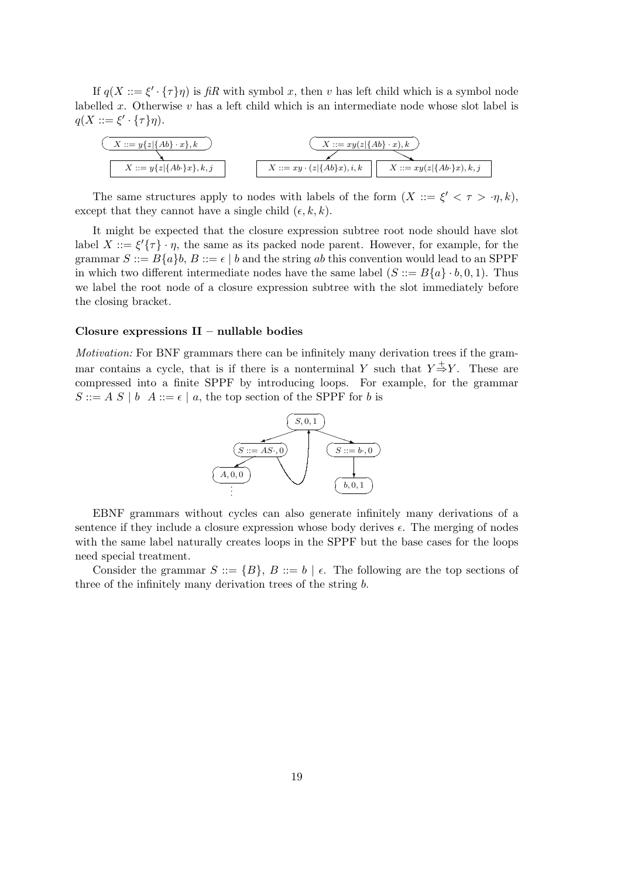If $q(X ::= \xi' \cdot \{\tau\}\eta)$ is *fiR* with symbol $x$, then $v$ has left child which is a symbol node labelled $x$. Otherwise $v$ has a left child which is an intermediate node whose slot label is $q(X ::= \xi' \cdot \{\tau\}\eta)$.

The same structures apply to nodes with labels of the form $(X ::= \xi' < \tau > \cdot\eta, k)$, except that they cannot have a single child $(\epsilon, k, k)$.

It might be expected that the closure expression subtree root node should have slot label $X ::= \xi'\{\tau\} \cdot \eta$, the same as its packed node parent. However, for example, for the grammar $S ::= B\{a\}b$, $B ::= \epsilon \mid b$ and the string $ab$ this convention would lead to an SPPF in which two different intermediate nodes have the same label $(S ::= B\{a\} \cdot b, 0, 1)$. Thus we label the root node of a closure expression subtree with the slot immediately before the closing bracket.

**Closure expressions II – nullable bodies**

*Motivation:* For BNF grammars there can be infinitely many derivation trees if the grammar contains a cycle, that is if there is a nonterminal $Y$ such that $Y \overset{+}{\Rightarrow} Y$. These are compressed into a finite SPPF by introducing loops. For example, for the grammar $S ::= A\ S \mid b \quad A ::= \epsilon \mid a$, the top section of the SPPF for $b$ is

EBNF grammars without cycles can also generate infinitely many derivations of a sentence if they include a closure expression whose body derives $\epsilon$. The merging of nodes with the same label naturally creates loops in the SPPF but the base cases for the loops need special treatment.

Consider the grammar $S ::= \{B\}$, $B ::= b \mid \epsilon$. The following are the top sections of three of the infinitely many derivation trees of the string $b$.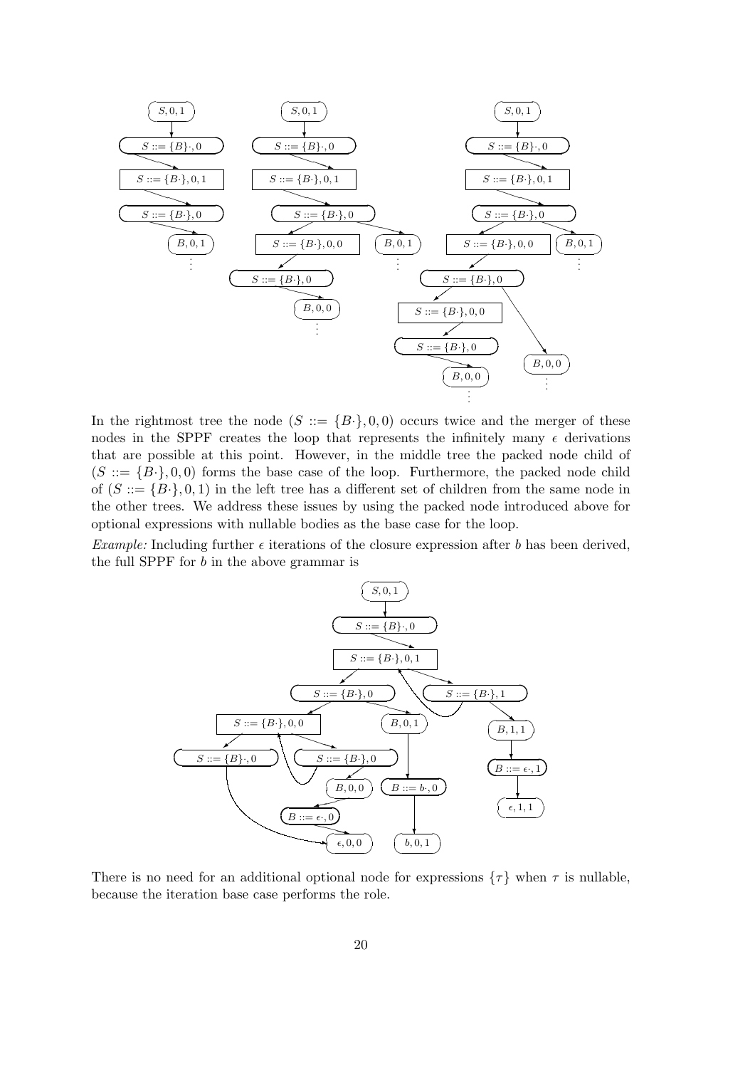In the rightmost tree the node $(S ::= \{B\cdot\}, 0, 0)$ occurs twice and the merger of these nodes in the SPPF creates the loop that represents the infinitely many $\epsilon$ derivations that are possible at this point. However, in the middle tree the packed node child of $(S ::= \{B\cdot\}, 0, 0)$ forms the base case of the loop. Furthermore, the packed node child of $(S ::= \{B\cdot\}, 0, 1)$ in the left tree has a different set of children from the same node in the other trees. We address these issues by using the packed node introduced above for optional expressions with nullable bodies as the base case for the loop.

*Example:* Including further $\epsilon$ iterations of the closure expression after $b$ has been derived, the full SPPF for $b$ in the above grammar is

There is no need for an additional optional node for expressions $\{\tau\}$ when $\tau$ is nullable, because the iteration base case performs the role.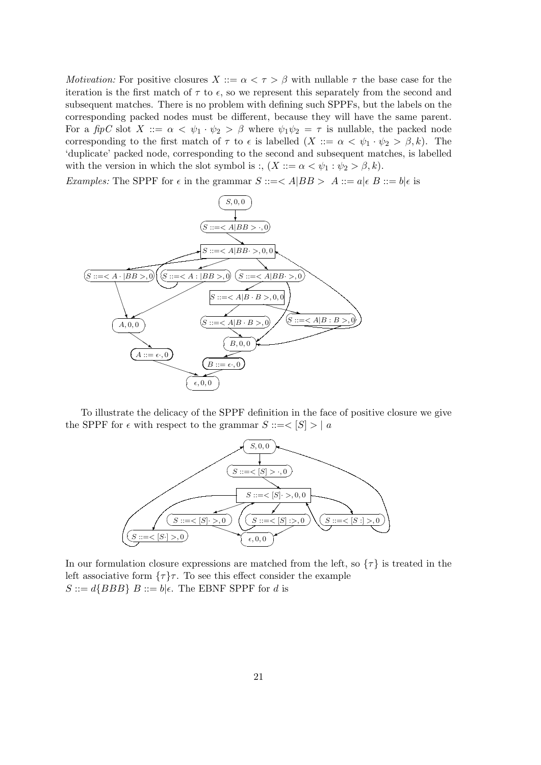*Motivation:* For positive closures $X ::= \alpha < \tau > \beta$ with nullable $\tau$ the base case for the iteration is the first match of $\tau$ to $\epsilon$, so we represent this separately from the second and subsequent matches. There is no problem with defining such SPPFs, but the labels on the corresponding packed nodes must be different, because they will have the same parent. For a *fipC* slot $X ::= \alpha < \psi_1 \cdot \psi_2 > \beta$ where $\psi_1\psi_2 = \tau$ is nullable, the packed node corresponding to the first match of $\tau$ to $\epsilon$ is labelled $(X ::= \alpha < \psi_1 \cdot \psi_2 > \beta, k)$. The 'duplicate' packed node, corresponding to the second and subsequent matches, is labelled with the version in which the slot symbol is :, $(X ::= \alpha < \psi_1 : \psi_2 > \beta, k)$.

*Examples:* The SPPF for $\epsilon$ in the grammar $S ::= < A|BB > \;\; A ::= a|\epsilon \;\; B ::= b|\epsilon$ is

To illustrate the delicacy of the SPPF definition in the face of positive closure we give the SPPF for $\epsilon$ with respect to the grammar $S ::= < [S] > \mid a$

In our formulation closure expressions are matched from the left, so $\{\tau\}$ is treated in the left associative form $\{\tau\}\tau$. To see this effect consider the example $S ::= d\{BBB\} \;\; B ::= b|\epsilon$. The EBNF SPPF for $d$ is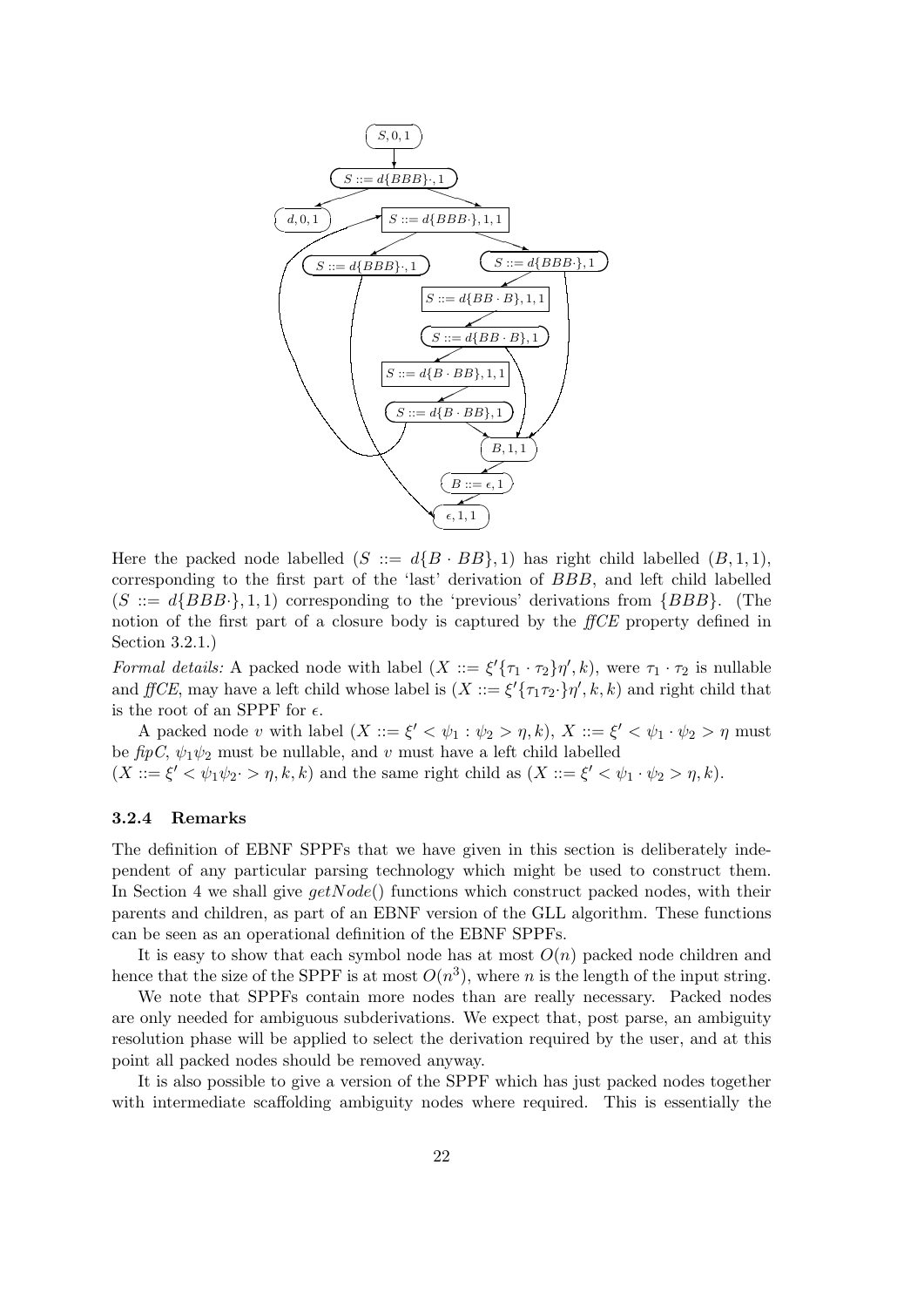Here the packed node labelled $(S ::= d\{B \cdot BB\}, 1)$ has right child labelled $(B, 1, 1)$, corresponding to the first part of the 'last' derivation of $BBB$, and left child labelled $(S ::= d\{BBB\cdot\}, 1, 1)$ corresponding to the 'previous' derivations from $\{BBB\}$. (The notion of the first part of a closure body is captured by the *ffCE* property defined in Section 3.2.1.)

*Formal details:* A packed node with label $(X ::= \xi'\{\tau_1 \cdot \tau_2\}\eta', k)$, were $\tau_1 \cdot \tau_2$ is nullable and *ffCE*, may have a left child whose label is $(X ::= \xi'\{\tau_1\tau_2\cdot\}\eta', k, k)$ and right child that is the root of an SPPF for $\epsilon$.

A packed node $v$ with label $(X ::= \xi' < \psi_1 : \psi_2 > \eta, k)$, $X ::= \xi' < \psi_1 \cdot \psi_2 > \eta$ must be *fipC*, $\psi_1\psi_2$ must be nullable, and $v$ must have a left child labelled $(X ::= \xi' < \psi_1\psi_2\cdot > \eta, k, k)$ and the same right child as $(X ::= \xi' < \psi_1 \cdot \psi_2 > \eta, k)$.

### 3.2.4 Remarks

The definition of EBNF SPPFs that we have given in this section is deliberately independent of any particular parsing technology which might be used to construct them. In Section 4 we shall give $getNode()$ functions which construct packed nodes, with their parents and children, as part of an EBNF version of the GLL algorithm. These functions can be seen as an operational definition of the EBNF SPPFs.

It is easy to show that each symbol node has at most $O(n)$ packed node children and hence that the size of the SPPF is at most $O(n^3)$, where $n$ is the length of the input string.

We note that SPPFs contain more nodes than are really necessary. Packed nodes are only needed for ambiguous subderivations. We expect that, post parse, an ambiguity resolution phase will be applied to select the derivation required by the user, and at this point all packed nodes should be removed anyway.

It is also possible to give a version of the SPPF which has just packed nodes together with intermediate scaffolding ambiguity nodes where required. This is essentially the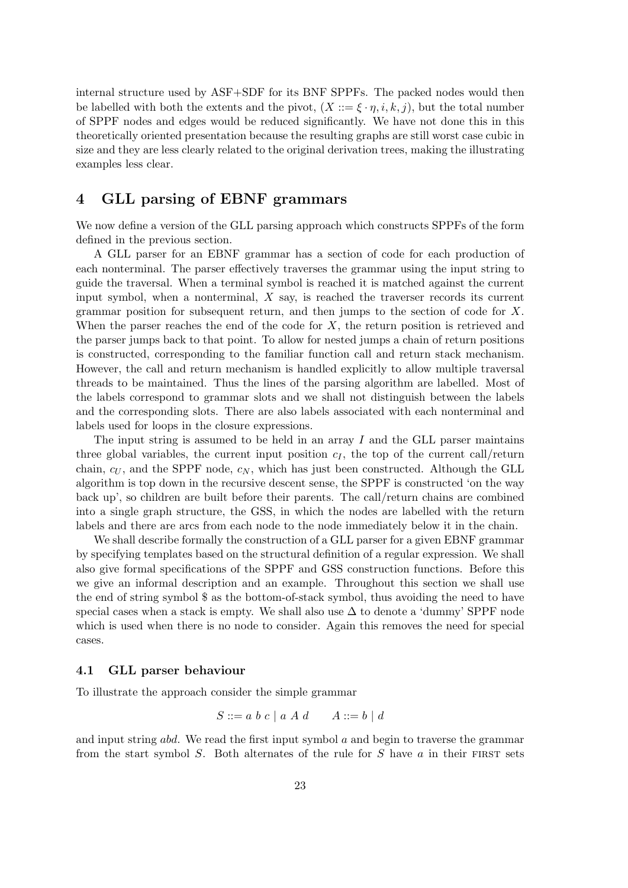internal structure used by ASF+SDF for its BNF SPPFs. The packed nodes would then be labelled with both the extents and the pivot, $(X ::= \xi \cdot \eta, i, k, j)$, but the total number of SPPF nodes and edges would be reduced significantly. We have not done this in this theoretically oriented presentation because the resulting graphs are still worst case cubic in size and they are less clearly related to the original derivation trees, making the illustrating examples less clear.

## 4 GLL parsing of EBNF grammars

We now define a version of the GLL parsing approach which constructs SPPFs of the form defined in the previous section.

A GLL parser for an EBNF grammar has a section of code for each production of each nonterminal. The parser effectively traverses the grammar using the input string to guide the traversal. When a terminal symbol is reached it is matched against the current input symbol, when a nonterminal, $X$ say, is reached the traverser records its current grammar position for subsequent return, and then jumps to the section of code for $X$. When the parser reaches the end of the code for $X$, the return position is retrieved and the parser jumps back to that point. To allow for nested jumps a chain of return positions is constructed, corresponding to the familiar function call and return stack mechanism. However, the call and return mechanism is handled explicitly to allow multiple traversal threads to be maintained. Thus the lines of the parsing algorithm are labelled. Most of the labels correspond to grammar slots and we shall not distinguish between the labels and the corresponding slots. There are also labels associated with each nonterminal and labels used for loops in the closure expressions.

The input string is assumed to be held in an array $I$ and the GLL parser maintains three global variables, the current input position $c_I$, the top of the current call/return chain, $c_U$, and the SPPF node, $c_N$, which has just been constructed. Although the GLL algorithm is top down in the recursive descent sense, the SPPF is constructed 'on the way back up', so children are built before their parents. The call/return chains are combined into a single graph structure, the GSS, in which the nodes are labelled with the return labels and there are arcs from each node to the node immediately below it in the chain.

We shall describe formally the construction of a GLL parser for a given EBNF grammar by specifying templates based on the structural definition of a regular expression. We shall also give formal specifications of the SPPF and GSS construction functions. Before this we give an informal description and an example. Throughout this section we shall use the end of string symbol \$ as the bottom-of-stack symbol, thus avoiding the need to have special cases when a stack is empty. We shall also use $\Delta$ to denote a 'dummy' SPPF node which is used when there is no node to consider. Again this removes the need for special cases.

### 4.1 GLL parser behaviour

To illustrate the approach consider the simple grammar

$$S ::= a\ b\ c \mid a\ A\ d \qquad A ::= b \mid d$$

and input string *abd*. We read the first input symbol $a$ and begin to traverse the grammar from the start symbol $S$. Both alternates of the rule for $S$ have $a$ in their FIRST sets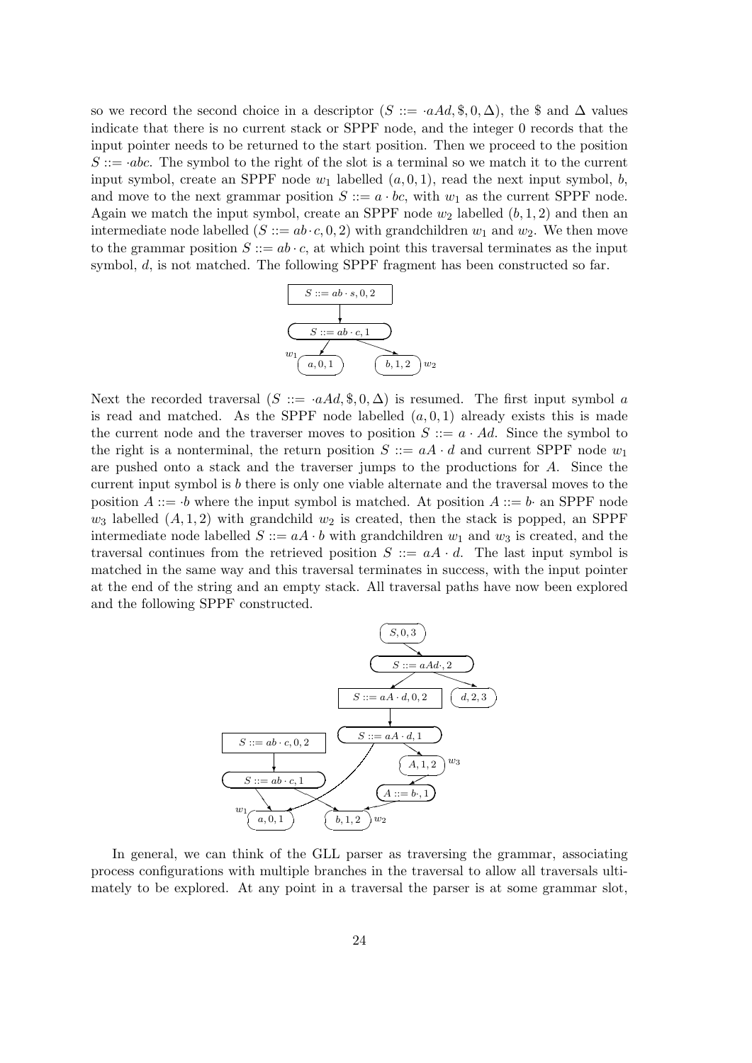so we record the second choice in a descriptor $(S ::= \cdot aAd, \$, 0, \Delta)$, the \$ and $\Delta$ values indicate that there is no current stack or SPPF node, and the integer 0 records that the input pointer needs to be returned to the start position. Then we proceed to the position $S ::= \cdot abc$. The symbol to the right of the slot is a terminal so we match it to the current input symbol, create an SPPF node $w_1$ labelled $(a, 0, 1)$, read the next input symbol, $b$, and move to the next grammar position $S ::= a \cdot bc$, with $w_1$ as the current SPPF node. Again we match the input symbol, create an SPPF node $w_2$ labelled $(b, 1, 2)$ and then an intermediate node labelled $(S ::= ab \cdot c, 0, 2)$ with grandchildren $w_1$ and $w_2$. We then move to the grammar position $S ::= ab \cdot c$, at which point this traversal terminates as the input symbol, $d$, is not matched. The following SPPF fragment has been constructed so far.

Next the recorded traversal $(S ::= \cdot aAd, \$, 0, \Delta)$ is resumed. The first input symbol $a$ is read and matched. As the SPPF node labelled $(a, 0, 1)$ already exists this is made the current node and the traverser moves to position $S ::= a \cdot Ad$. Since the symbol to the right is a nonterminal, the return position $S ::= aA \cdot d$ and current SPPF node $w_1$ are pushed onto a stack and the traverser jumps to the productions for $A$. Since the current input symbol is $b$ there is only one viable alternate and the traversal moves to the position $A ::= \cdot b$ where the input symbol is matched. At position $A ::= b \cdot$ an SPPF node $w_3$ labelled $(A, 1, 2)$ with grandchild $w_2$ is created, then the stack is popped, an SPPF intermediate node labelled $S ::= aA \cdot b$ with grandchildren $w_1$ and $w_3$ is created, and the traversal continues from the retrieved position $S ::= aA \cdot d$. The last input symbol is matched in the same way and this traversal terminates in success, with the input pointer at the end of the string and an empty stack. All traversal paths have now been explored and the following SPPF constructed.

In general, we can think of the GLL parser as traversing the grammar, associating process configurations with multiple branches in the traversal to allow all traversals ultimately to be explored. At any point in a traversal the parser is at some grammar slot,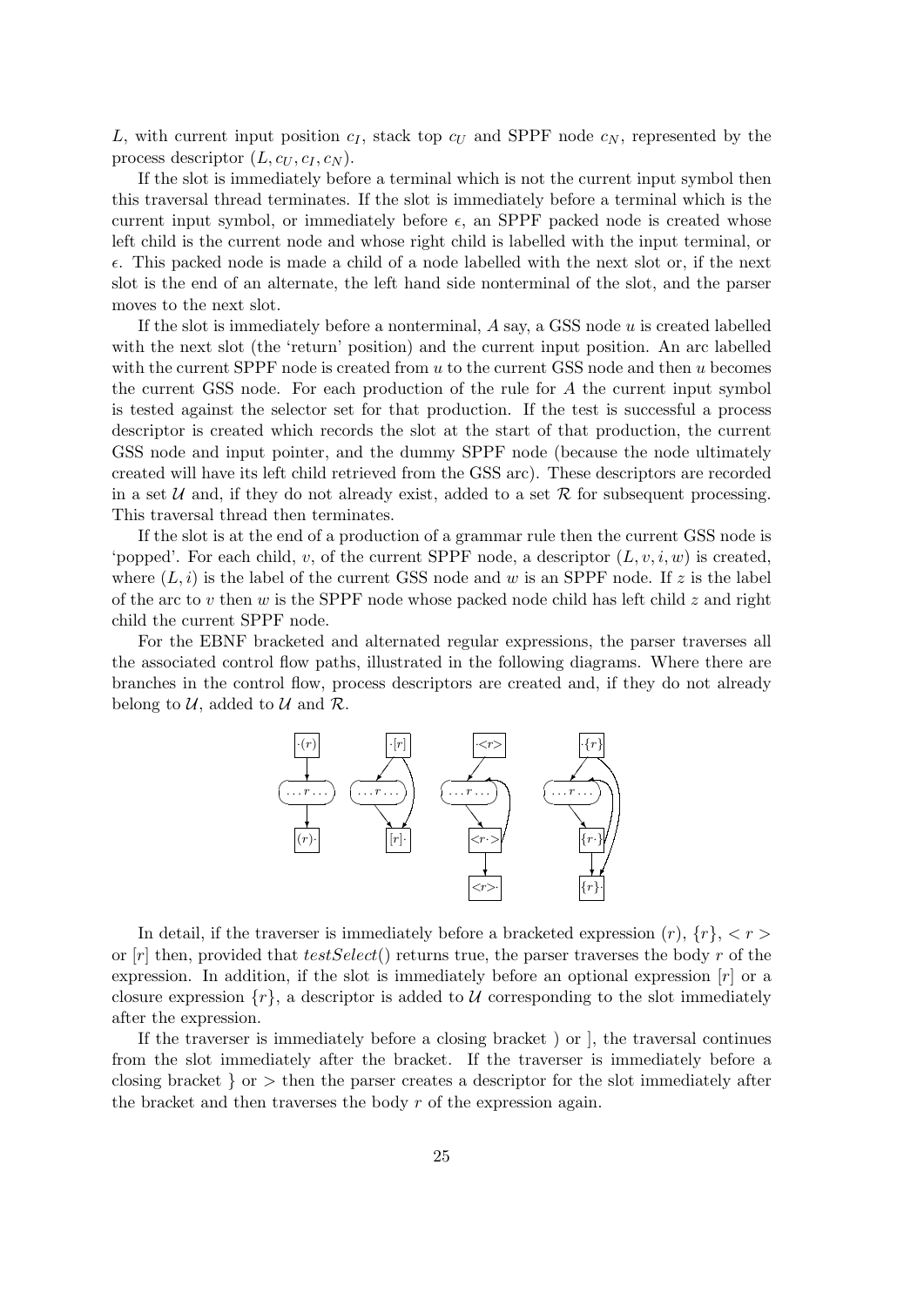$L$, with current input position $c_I$, stack top $c_U$ and SPPF node $c_N$, represented by the process descriptor $(L, c_U, c_I, c_N)$.

If the slot is immediately before a terminal which is not the current input symbol then this traversal thread terminates. If the slot is immediately before a terminal which is the current input symbol, or immediately before $\epsilon$, an SPPF packed node is created whose left child is the current node and whose right child is labelled with the input terminal, or $\epsilon$. This packed node is made a child of a node labelled with the next slot or, if the next slot is the end of an alternate, the left hand side nonterminal of the slot, and the parser moves to the next slot.

If the slot is immediately before a nonterminal, $A$ say, a GSS node $u$ is created labelled with the next slot (the 'return' position) and the current input position. An arc labelled with the current SPPF node is created from $u$ to the current GSS node and then $u$ becomes the current GSS node. For each production of the rule for $A$ the current input symbol is tested against the selector set for that production. If the test is successful a process descriptor is created which records the slot at the start of that production, the current GSS node and input pointer, and the dummy SPPF node (because the node ultimately created will have its left child retrieved from the GSS arc). These descriptors are recorded in a set $\mathcal{U}$ and, if they do not already exist, added to a set $\mathcal{R}$ for subsequent processing. This traversal thread then terminates.

If the slot is at the end of a production of a grammar rule then the current GSS node is 'popped'. For each child, $v$, of the current SPPF node, a descriptor $(L, v, i, w)$ is created, where $(L, i)$ is the label of the current GSS node and $w$ is an SPPF node. If $z$ is the label of the arc to $v$ then $w$ is the SPPF node whose packed node child has left child $z$ and right child the current SPPF node.

For the EBNF bracketed and alternated regular expressions, the parser traverses all the associated control flow paths, illustrated in the following diagrams. Where there are branches in the control flow, process descriptors are created and, if they do not already belong to $\mathcal{U}$, added to $\mathcal{U}$ and $\mathcal{R}$.

$\cdot(r)$ $\ldots r \ldots$ $(r)\cdot$

$\cdot[r]$ $\ldots r \ldots$ $[r]\cdot$

$\cdot{<}r{>}$ $\ldots r \ldots$ ${<}r\cdot{>}$ ${<}r{>}\cdot$

$\cdot\{r\}$ $\ldots r \ldots$ $\{r\cdot\}$ $\{r\}\cdot$

In detail, if the traverser is immediately before a bracketed expression $(r)$, $\{r\}$, $< r >$ or $[r]$ then, provided that $testSelect()$ returns true, the parser traverses the body $r$ of the expression. In addition, if the slot is immediately before an optional expression $[r]$ or a closure expression $\{r\}$, a descriptor is added to $\mathcal{U}$ corresponding to the slot immediately after the expression.

If the traverser is immediately before a closing bracket ) or ], the traversal continues from the slot immediately after the bracket. If the traverser is immediately before a closing bracket } or $>$ then the parser creates a descriptor for the slot immediately after the bracket and then traverses the body $r$ of the expression again.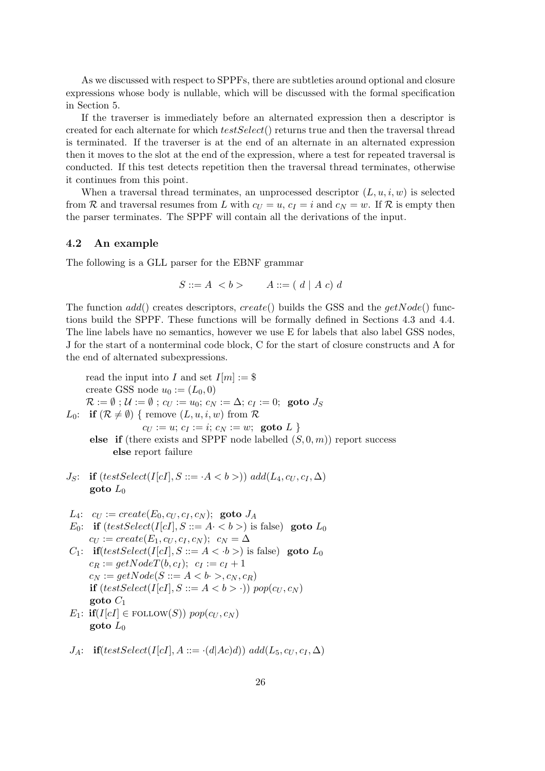As we discussed with respect to SPPFs, there are subtleties around optional and closure expressions whose body is nullable, which will be discussed with the formal specification in Section 5.

If the traverser is immediately before an alternated expression then a descriptor is created for each alternate for which *testSelect*() returns true and then the traversal thread is terminated. If the traverser is at the end of an alternate in an alternated expression then it moves to the slot at the end of the expression, where a test for repeated traversal is conducted. If this test detects repetition then the traversal thread terminates, otherwise it continues from this point.

When a traversal thread terminates, an unprocessed descriptor $(L, u, i, w)$ is selected from $\mathcal{R}$ and traversal resumes from $L$ with $c_U = u$, $c_I = i$ and $c_N = w$. If $\mathcal{R}$ is empty then the parser terminates. The SPPF will contain all the derivations of the input.

### 4.2 An example

The following is a GLL parser for the EBNF grammar

$$S ::= A \ < b > \qquad A ::= (\ d \mid A\ c)\ d$$

The function *add*() creates descriptors, *create*() builds the GSS and the *getNode*() functions build the SPPF. These functions will be formally defined in Sections 4.3 and 4.4. The line labels have no semantics, however we use E for labels that also label GSS nodes, J for the start of a nonterminal code block, C for the start of closure constructs and A for the end of alternated subexpressions.

```
     read the input into I and set I[m] := $
     create GSS node u_0 := (L_0, 0)
     R := ∅ ; U := ∅ ; c_U := u_0; c_N := Δ; c_I := 0;  goto J_S
L_0: if (R ≠ ∅) { remove (L, u, i, w) from R
                  c_U := u; c_I := i; c_N := w;  goto L }
     else if (there exists and SPPF node labelled (S, 0, m)) report success
          else report failure

J_S: if (testSelect(I[cI], S ::= ·A < b >)) add(L_4, c_U, c_I, Δ)
     goto L_0

L_4: c_U := create(E_0, c_U, c_I, c_N);  goto J_A
E_0: if (testSelect(I[cI], S ::= A· < b >) is false)  goto L_0
     c_U := create(E_1, c_U, c_I, c_N);  c_N = Δ
C_1: if(testSelect(I[cI], S ::= A < ·b >) is false)  goto L_0
     c_R := getNodeT(b, c_I);  c_I := c_I + 1
     c_N := getNode(S ::= A < b· >, c_N, c_R)
     if (testSelect(I[cI], S ::= A < b > ·)) pop(c_U, c_N)
     goto C_1
E_1: if(I[cI] ∈ FOLLOW(S)) pop(c_U, c_N)
     goto L_0

J_A: if(testSelect(I[cI], A ::= ·(d|Ac)d)) add(L_5, c_U, c_I, Δ)
```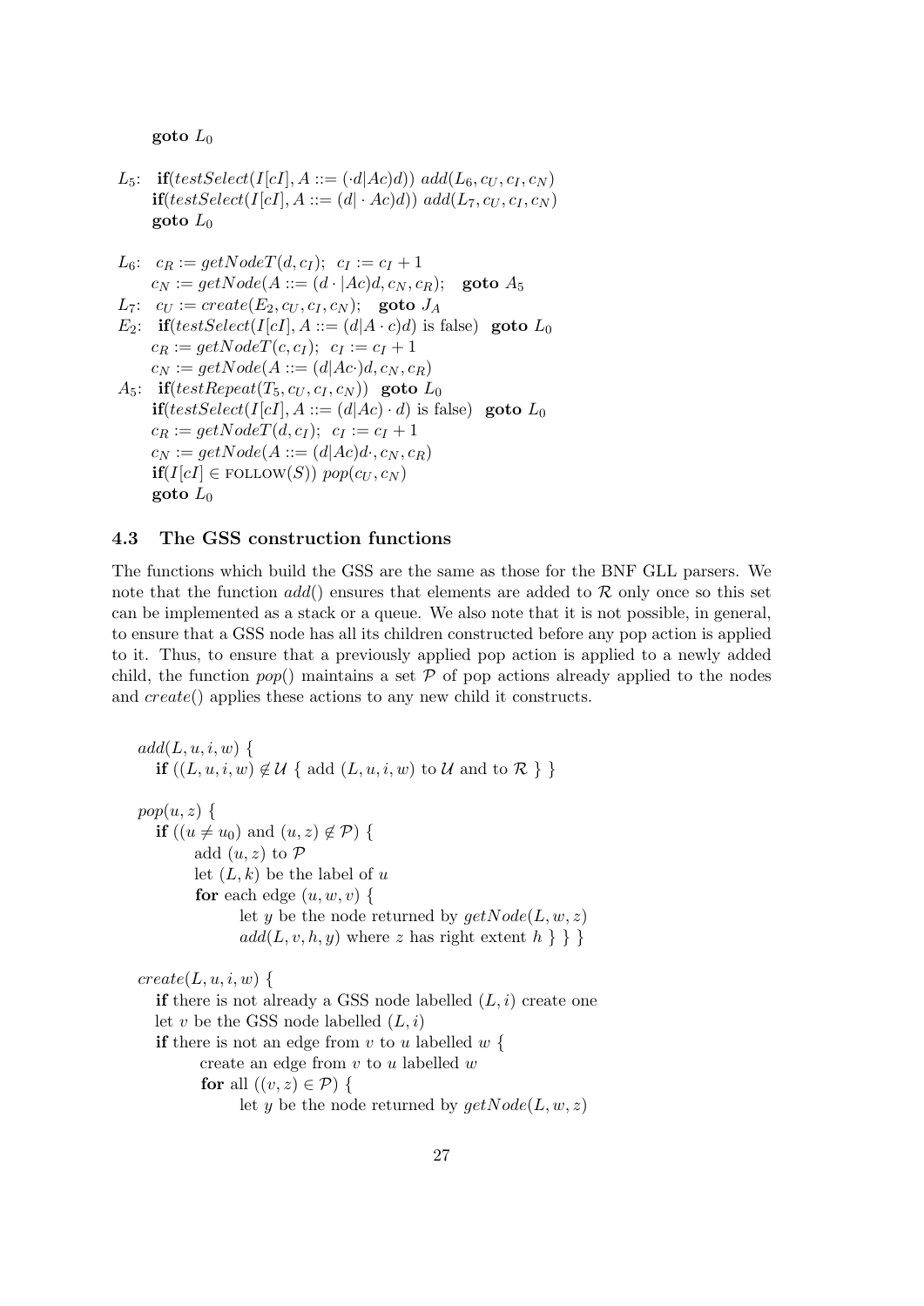**goto** $L_0$

$L_5$: **if**$(testSelect(I[cI], A ::= (\cdot d|Ac)d))$ $add(L_6, c_U, c_I, c_N)$
**if**$(testSelect(I[cI], A ::= (d| \cdot Ac)d))$ $add(L_7, c_U, c_I, c_N)$
**goto** $L_0$

$L_6$: $c_R := getNodeT(d, c_I)$; $c_I := c_I + 1$
$c_N := getNode(A ::= (d \cdot |Ac)d, c_N, c_R)$; **goto** $A_5$
$L_7$: $c_U := create(E_2, c_U, c_I, c_N)$; **goto** $J_A$
$E_2$: **if**$(testSelect(I[cI], A ::= (d|A \cdot c)d)$ is false$)$ **goto** $L_0$
$c_R := getNodeT(c, c_I)$; $c_I := c_I + 1$
$c_N := getNode(A ::= (d|Ac\cdot)d, c_N, c_R)$
$A_5$: **if**$(testRepeat(T_5, c_U, c_I, c_N))$ **goto** $L_0$
**if**$(testSelect(I[cI], A ::= (d|Ac) \cdot d)$ is false$)$ **goto** $L_0$
$c_R := getNodeT(d, c_I)$; $c_I := c_I + 1$
$c_N := getNode(A ::= (d|Ac)d\cdot, c_N, c_R)$
**if**$(I[cI] \in \text{FOLLOW}(S))$ $pop(c_U, c_N)$
**goto** $L_0$

### 4.3 The GSS construction functions

The functions which build the GSS are the same as those for the BNF GLL parsers. We note that the function $add()$ ensures that elements are added to $\mathcal{R}$ only once so this set can be implemented as a stack or a queue. We also note that it is not possible, in general, to ensure that a GSS node has all its children constructed before any pop action is applied to it. Thus, to ensure that a previously applied pop action is applied to a newly added child, the function $pop()$ maintains a set $\mathcal{P}$ of pop actions already applied to the nodes and $create()$ applies these actions to any new child it constructs.

```
add(L, u, i, w) {
   if ((L, u, i, w) ∉ U { add (L, u, i, w) to U and to R } }

pop(u, z) {
   if ((u ≠ u0) and (u, z) ∉ P) {
         add (u, z) to P
         let (L, k) be the label of u
         for each edge (u, w, v) {
                let y be the node returned by getNode(L, w, z)
                add(L, v, h, y) where z has right extent h } } }

create(L, u, i, w) {
   if there is not already a GSS node labelled (L, i) create one
   let v be the GSS node labelled (L, i)
   if there is not an edge from v to u labelled w {
          create an edge from v to u labelled w
          for all ((v, z) ∈ P) {
                let y be the node returned by getNode(L, w, z)
```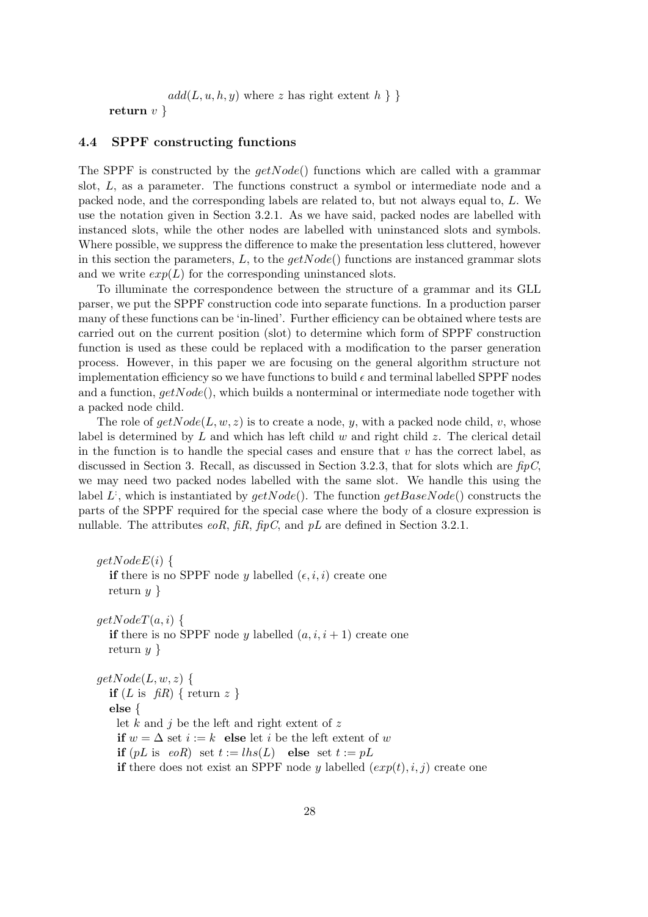```
        add(L, u, h, y) where z has right extent h } }
    return v }
```

### 4.4 SPPF constructing functions

The SPPF is constructed by the $getNode()$ functions which are called with a grammar slot, $L$, as a parameter. The functions construct a symbol or intermediate node and a packed node, and the corresponding labels are related to, but not always equal to, $L$. We use the notation given in Section 3.2.1. As we have said, packed nodes are labelled with instanced slots, while the other nodes are labelled with uninstanced slots and symbols. Where possible, we suppress the difference to make the presentation less cluttered, however in this section the parameters, $L$, to the $getNode()$ functions are instanced grammar slots and we write $exp(L)$ for the corresponding uninstanced slots.

To illuminate the correspondence between the structure of a grammar and its GLL parser, we put the SPPF construction code into separate functions. In a production parser many of these functions can be 'in-lined'. Further efficiency can be obtained where tests are carried out on the current position (slot) to determine which form of SPPF construction function is used as these could be replaced with a modification to the parser generation process. However, in this paper we are focusing on the general algorithm structure not implementation efficiency so we have functions to build $\epsilon$ and terminal labelled SPPF nodes and a function, $getNode()$, which builds a nonterminal or intermediate node together with a packed node child.

The role of $getNode(L, w, z)$ is to create a node, $y$, with a packed node child, $v$, whose label is determined by $L$ and which has left child $w$ and right child $z$. The clerical detail in the function is to handle the special cases and ensure that $v$ has the correct label, as discussed in Section 3. Recall, as discussed in Section 3.2.3, that for slots which are *fipC*, we may need two packed nodes labelled with the same slot. We handle this using the label $L^{:}$, which is instantiated by $getNode()$. The function $getBaseNode()$ constructs the parts of the SPPF required for the special case where the body of a closure expression is nullable. The attributes *eoR*, *fiR*, *fipC*, and *pL* are defined in Section 3.2.1.

```
getNodeE(i) {
   if there is no SPPF node y labelled (ε, i, i) create one
   return y }

getNodeT(a, i) {
   if there is no SPPF node y labelled (a, i, i + 1) create one
   return y }

getNode(L, w, z) {
   if (L is fiR) { return z }
   else {
     let k and j be the left and right extent of z
     if w = Δ set i := k  else let i be the left extent of w
     if (pL is eoR) set t := lhs(L)  else set t := pL
     if there does not exist an SPPF node y labelled (exp(t), i, j) create one
```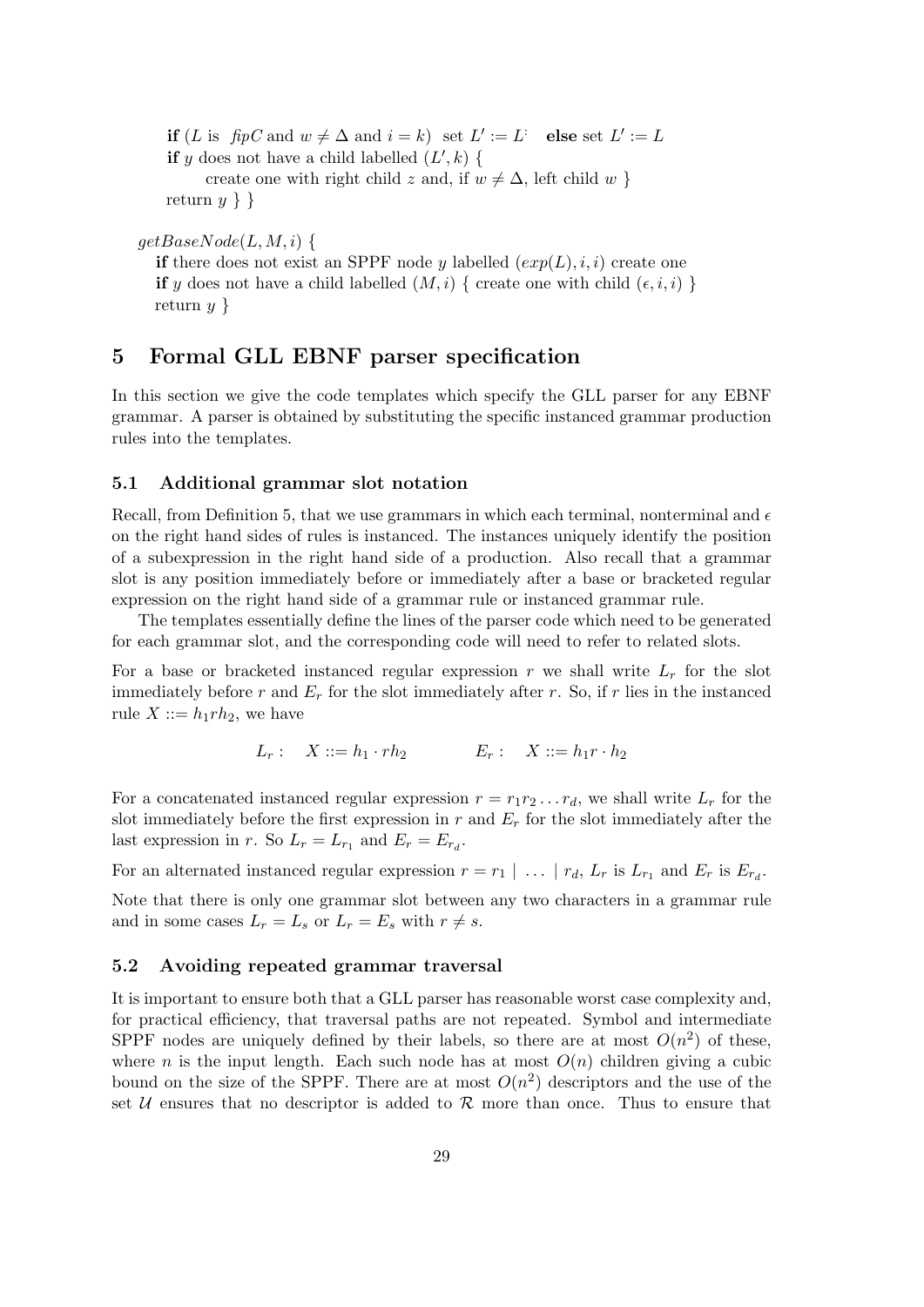**if** ($L$ is *fipC* and $w \neq \Delta$ and $i = k$) set $L' := L^{:}$ **else** set $L' := L$
**if** $y$ does not have a child labelled $(L', k)$ {
  create one with right child $z$ and, if $w \neq \Delta$, left child $w$ }
return $y$ } }

$getBaseNode(L, M, i)$ {
**if** there does not exist an SPPF node $y$ labelled $(exp(L), i, i)$ create one
**if** $y$ does not have a child labelled $(M, i)$ { create one with child $(\epsilon, i, i)$ }
return $y$ }

## 5 Formal GLL EBNF parser specification

In this section we give the code templates which specify the GLL parser for any EBNF grammar. A parser is obtained by substituting the specific instanced grammar production rules into the templates.

### 5.1 Additional grammar slot notation

Recall, from Definition 5, that we use grammars in which each terminal, nonterminal and $\epsilon$ on the right hand sides of rules is instanced. The instances uniquely identify the position of a subexpression in the right hand side of a production. Also recall that a grammar slot is any position immediately before or immediately after a base or bracketed regular expression on the right hand side of a grammar rule or instanced grammar rule.

The templates essentially define the lines of the parser code which need to be generated for each grammar slot, and the corresponding code will need to refer to related slots.

For a base or bracketed instanced regular expression $r$ we shall write $L_r$ for the slot immediately before $r$ and $E_r$ for the slot immediately after $r$. So, if $r$ lies in the instanced rule $X ::= h_1 r h_2$, we have

$$L_r : \quad X ::= h_1 \cdot r h_2 \qquad\qquad E_r : \quad X ::= h_1 r \cdot h_2$$

For a concatenated instanced regular expression $r = r_1 r_2 \dots r_d$, we shall write $L_r$ for the slot immediately before the first expression in $r$ and $E_r$ for the slot immediately after the last expression in $r$. So $L_r = L_{r_1}$ and $E_r = E_{r_d}$.

For an alternated instanced regular expression $r = r_1 \mid \dots \mid r_d$, $L_r$ is $L_{r_1}$ and $E_r$ is $E_{r_d}$.

Note that there is only one grammar slot between any two characters in a grammar rule and in some cases $L_r = L_s$ or $L_r = E_s$ with $r \neq s$.

### 5.2 Avoiding repeated grammar traversal

It is important to ensure both that a GLL parser has reasonable worst case complexity and, for practical efficiency, that traversal paths are not repeated. Symbol and intermediate SPPF nodes are uniquely defined by their labels, so there are at most $O(n^2)$ of these, where $n$ is the input length. Each such node has at most $O(n)$ children giving a cubic bound on the size of the SPPF. There are at most $O(n^2)$ descriptors and the use of the set $\mathcal{U}$ ensures that no descriptor is added to $\mathcal{R}$ more than once. Thus to ensure that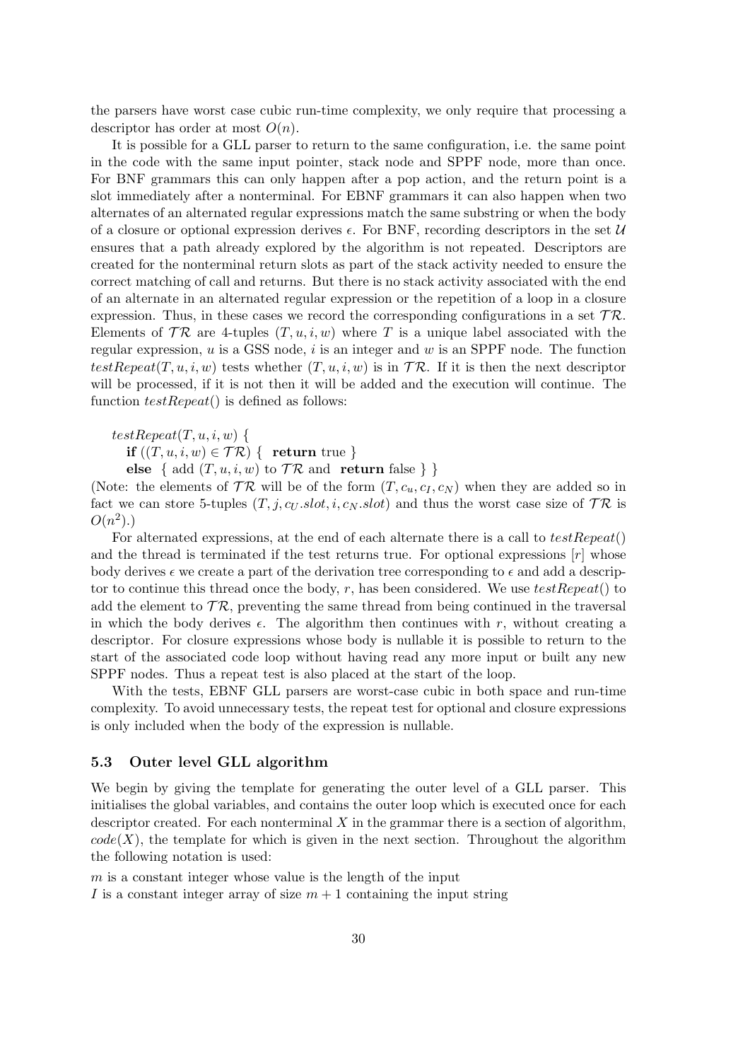the parsers have worst case cubic run-time complexity, we only require that processing a descriptor has order at most $O(n)$.

It is possible for a GLL parser to return to the same configuration, i.e. the same point in the code with the same input pointer, stack node and SPPF node, more than once. For BNF grammars this can only happen after a pop action, and the return point is a slot immediately after a nonterminal. For EBNF grammars it can also happen when two alternates of an alternated regular expressions match the same substring or when the body of a closure or optional expression derives $\epsilon$. For BNF, recording descriptors in the set $\mathcal{U}$ ensures that a path already explored by the algorithm is not repeated. Descriptors are created for the nonterminal return slots as part of the stack activity needed to ensure the correct matching of call and returns. But there is no stack activity associated with the end of an alternate in an alternated regular expression or the repetition of a loop in a closure expression. Thus, in these cases we record the corresponding configurations in a set $\mathcal{TR}$. Elements of $\mathcal{TR}$ are 4-tuples $(T, u, i, w)$ where $T$ is a unique label associated with the regular expression, $u$ is a GSS node, $i$ is an integer and $w$ is an SPPF node. The function $testRepeat(T, u, i, w)$ tests whether $(T, u, i, w)$ is in $\mathcal{TR}$. If it is then the next descriptor will be processed, if it is not then it will be added and the execution will continue. The function $testRepeat()$ is defined as follows:

```
testRepeat(T, u, i, w) {
   if ((T, u, i, w) ∈ TR) {  return true }
   else  { add (T, u, i, w) to TR and  return false } }
```

(Note: the elements of $\mathcal{TR}$ will be of the form $(T, c_u, c_I, c_N)$ when they are added so in fact we can store 5-tuples $(T, j, c_U.slot, i, c_N.slot)$ and thus the worst case size of $\mathcal{TR}$ is $O(n^2)$.)

For alternated expressions, at the end of each alternate there is a call to $testRepeat()$ and the thread is terminated if the test returns true. For optional expressions $[r]$ whose body derives $\epsilon$ we create a part of the derivation tree corresponding to $\epsilon$ and add a descriptor to continue this thread once the body, $r$, has been considered. We use $testRepeat()$ to add the element to $\mathcal{TR}$, preventing the same thread from being continued in the traversal in which the body derives $\epsilon$. The algorithm then continues with $r$, without creating a descriptor. For closure expressions whose body is nullable it is possible to return to the start of the associated code loop without having read any more input or built any new SPPF nodes. Thus a repeat test is also placed at the start of the loop.

With the tests, EBNF GLL parsers are worst-case cubic in both space and run-time complexity. To avoid unnecessary tests, the repeat test for optional and closure expressions is only included when the body of the expression is nullable.

### 5.3 Outer level GLL algorithm

We begin by giving the template for generating the outer level of a GLL parser. This initialises the global variables, and contains the outer loop which is executed once for each descriptor created. For each nonterminal $X$ in the grammar there is a section of algorithm, $code(X)$, the template for which is given in the next section. Throughout the algorithm the following notation is used:

$m$ is a constant integer whose value is the length of the input
$I$ is a constant integer array of size $m + 1$ containing the input string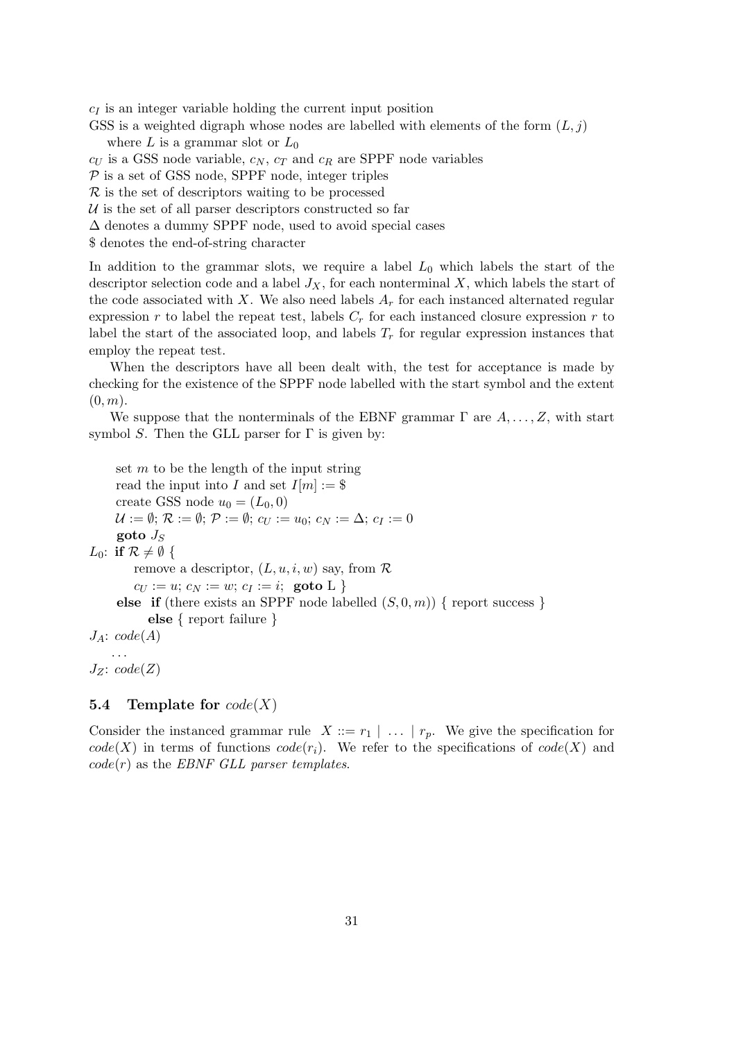$c_I$ is an integer variable holding the current input position

GSS is a weighted digraph whose nodes are labelled with elements of the form $(L, j)$ where $L$ is a grammar slot or $L_0$

$c_U$ is a GSS node variable, $c_N$, $c_T$ and $c_R$ are SPPF node variables

$\mathcal{P}$ is a set of GSS node, SPPF node, integer triples

$\mathcal{R}$ is the set of descriptors waiting to be processed

$\mathcal{U}$ is the set of all parser descriptors constructed so far

$\Delta$ denotes a dummy SPPF node, used to avoid special cases

\$ denotes the end-of-string character

In addition to the grammar slots, we require a label $L_0$ which labels the start of the descriptor selection code and a label $J_X$, for each nonterminal $X$, which labels the start of the code associated with $X$. We also need labels $A_r$ for each instanced alternated regular expression $r$ to label the repeat test, labels $C_r$ for each instanced closure expression $r$ to label the start of the associated loop, and labels $T_r$ for regular expression instances that employ the repeat test.

When the descriptors have all been dealt with, the test for acceptance is made by checking for the existence of the SPPF node labelled with the start symbol and the extent $(0, m)$.

We suppose that the nonterminals of the EBNF grammar $\Gamma$ are $A, \ldots, Z$, with start symbol $S$. Then the GLL parser for $\Gamma$ is given by:

```
     set m to be the length of the input string
     read the input into I and set I[m] := $
     create GSS node u0 = (L0, 0)
     U := ∅; R := ∅; P := ∅; cU := u0; cN := Δ; cI := 0
     goto J_S
L0:  if R ≠ ∅ {
         remove a descriptor, (L, u, i, w) say, from R
         cU := u; cN := w; cI := i;  goto L }
     else  if (there exists an SPPF node labelled (S, 0, m)) { report success }
           else { report failure }
J_A: code(A)
     ...
J_Z: code(Z)
```

### 5.4 Template for $code(X)$

Consider the instanced grammar rule $X ::= r_1 \mid \ldots \mid r_p$. We give the specification for $code(X)$ in terms of functions $code(r_i)$. We refer to the specifications of $code(X)$ and $code(r)$ as the *EBNF GLL parser templates*.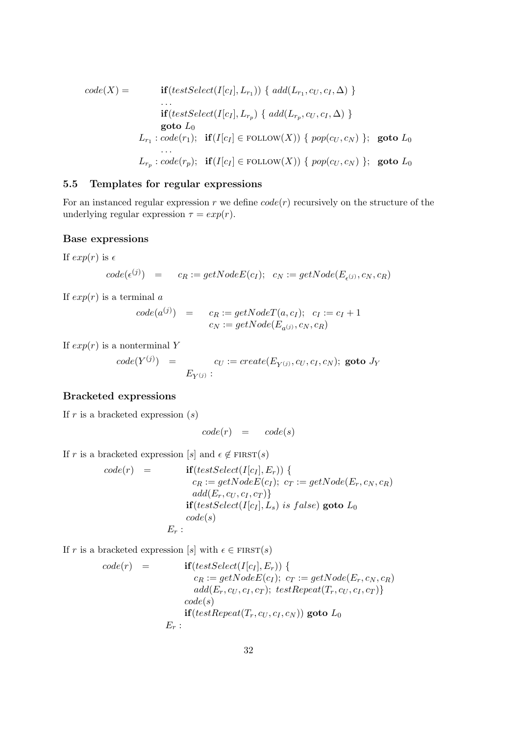$$
\begin{array}{rl}
code(X) = & \mathbf{if}(testSelect(I[c_I], L_{r_1}))\ \{\ add(L_{r_1}, c_U, c_I, \Delta)\ \} \\
& \ldots \\
& \mathbf{if}(testSelect(I[c_I], L_{r_p})\ \{\ add(L_{r_p}, c_U, c_I, \Delta)\ \} \\
& \mathbf{goto}\ L_0 \\
L_{r_1}: & code(r_1);\quad \mathbf{if}(I[c_I] \in \text{FOLLOW}(X))\ \{\ pop(c_U, c_N)\ \};\quad \mathbf{goto}\ L_0 \\
& \ldots \\
L_{r_p}: & code(r_p);\quad \mathbf{if}(I[c_I] \in \text{FOLLOW}(X))\ \{\ pop(c_U, c_N)\ \};\quad \mathbf{goto}\ L_0
\end{array}
$$

## 5.5 Templates for regular expressions

For an instanced regular expression $r$ we define $code(r)$ recursively on the structure of the underlying regular expression $\tau = exp(r)$.

### Base expressions

If $exp(r)$ is $\epsilon$

$$
code(\epsilon^{(j)}) \quad = \quad c_R := getNodeE(c_I);\ \ c_N := getNode(E_{\epsilon^{(j)}}, c_N, c_R)
$$

If $exp(r)$ is a terminal $a$

$$
\begin{array}{rcl}
code(a^{(j)}) & = & c_R := getNodeT(a, c_I);\ \ c_I := c_I + 1 \\
& & c_N := getNode(E_{a^{(j)}}, c_N, c_R)
\end{array}
$$

If $exp(r)$ is a nonterminal $Y$

$$
\begin{array}{rcl}
code(Y^{(j)}) & = & c_U := create(E_{Y^{(j)}}, c_U, c_I, c_N);\ \mathbf{goto}\ J_Y \\
& & E_{Y^{(j)}}:
\end{array}
$$

### Bracketed expressions

If $r$ is a bracketed expression $(s)$

$$
code(r) \quad = \quad code(s)
$$

If $r$ is a bracketed expression $[s]$ and $\epsilon \notin \text{FIRST}(s)$

$$
\begin{array}{rcl}
code(r) & = & \mathbf{if}(testSelect(I[c_I], E_r))\ \{ \\
& & \quad c_R := getNodeE(c_I);\ c_T := getNode(E_r, c_N, c_R) \\
& & \quad add(E_r, c_U, c_I, c_T)\} \\
& & \mathbf{if}(testSelect(I[c_I], L_s)\ is\ false)\ \mathbf{goto}\ L_0 \\
& & code(s) \\
& & E_r:
\end{array}
$$

If $r$ is a bracketed expression $[s]$ with $\epsilon \in \text{FIRST}(s)$

$$
\begin{array}{rcl}
code(r) & = & \mathbf{if}(testSelect(I[c_I], E_r))\ \{ \\
& & \quad c_R := getNodeE(c_I);\ c_T := getNode(E_r, c_N, c_R) \\
& & \quad add(E_r, c_U, c_I, c_T);\ testRepeat(T_r, c_U, c_I, c_T)\} \\
& & code(s) \\
& & \mathbf{if}(testRepeat(T_r, c_U, c_I, c_N))\ \mathbf{goto}\ L_0 \\
& & E_r:
\end{array}
$$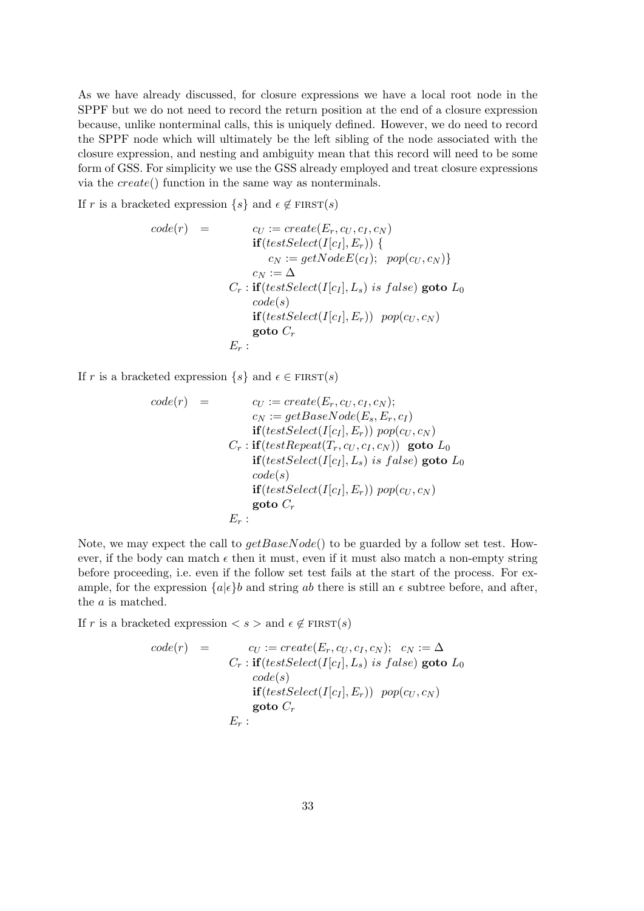As we have already discussed, for closure expressions we have a local root node in the SPPF but we do not need to record the return position at the end of a closure expression because, unlike nonterminal calls, this is uniquely defined. However, we do need to record the SPPF node which will ultimately be the left sibling of the node associated with the closure expression, and nesting and ambiguity mean that this record will need to be some form of GSS. For simplicity we use the GSS already employed and treat closure expressions via the $create()$ function in the same way as nonterminals.

If $r$ is a bracketed expression $\{s\}$ and $\epsilon \notin \text{FIRST}(s)$

$$
\begin{array}{rcl}
code(r) & = & \quad c_U := create(E_r, c_U, c_I, c_N) \\
& & \quad \mathbf{if}(testSelect(I[c_I], E_r))\ \{ \\
& & \quad\quad c_N := getNodeE(c_I);\ \ pop(c_U, c_N)\} \\
& & \quad c_N := \Delta \\
& & C_r : \mathbf{if}(testSelect(I[c_I], L_s)\ is\ false)\ \mathbf{goto}\ L_0 \\
& & \quad code(s) \\
& & \quad \mathbf{if}(testSelect(I[c_I], E_r))\ \ pop(c_U, c_N) \\
& & \quad \mathbf{goto}\ C_r \\
& & E_r :
\end{array}
$$

If $r$ is a bracketed expression $\{s\}$ and $\epsilon \in \text{FIRST}(s)$

$$
\begin{array}{rcl}
code(r) & = & \quad c_U := create(E_r, c_U, c_I, c_N); \\
& & \quad c_N := getBaseNode(E_s, E_r, c_I) \\
& & \quad \mathbf{if}(testSelect(I[c_I], E_r))\ pop(c_U, c_N) \\
& & C_r : \mathbf{if}(testRepeat(T_r, c_U, c_I, c_N))\ \ \mathbf{goto}\ L_0 \\
& & \quad \mathbf{if}(testSelect(I[c_I], L_s)\ is\ false)\ \mathbf{goto}\ L_0 \\
& & \quad code(s) \\
& & \quad \mathbf{if}(testSelect(I[c_I], E_r))\ pop(c_U, c_N) \\
& & \quad \mathbf{goto}\ C_r \\
& & E_r :
\end{array}
$$

Note, we may expect the call to $getBaseNode()$ to be guarded by a follow set test. However, if the body can match $\epsilon$ then it must, even if it must also match a non-empty string before proceeding, i.e. even if the follow set test fails at the start of the process. For example, for the expression $\{a|\epsilon\}b$ and string $ab$ there is still an $\epsilon$ subtree before, and after, the $a$ is matched.

If $r$ is a bracketed expression $< s >$ and $\epsilon \notin \text{FIRST}(s)$

$$
\begin{array}{rcl}
code(r) & = & \quad c_U := create(E_r, c_U, c_I, c_N);\ \ c_N := \Delta \\
& & C_r : \mathbf{if}(testSelect(I[c_I], L_s)\ is\ false)\ \mathbf{goto}\ L_0 \\
& & \quad code(s) \\
& & \quad \mathbf{if}(testSelect(I[c_I], E_r))\ \ pop(c_U, c_N) \\
& & \quad \mathbf{goto}\ C_r \\
& & E_r :
\end{array}
$$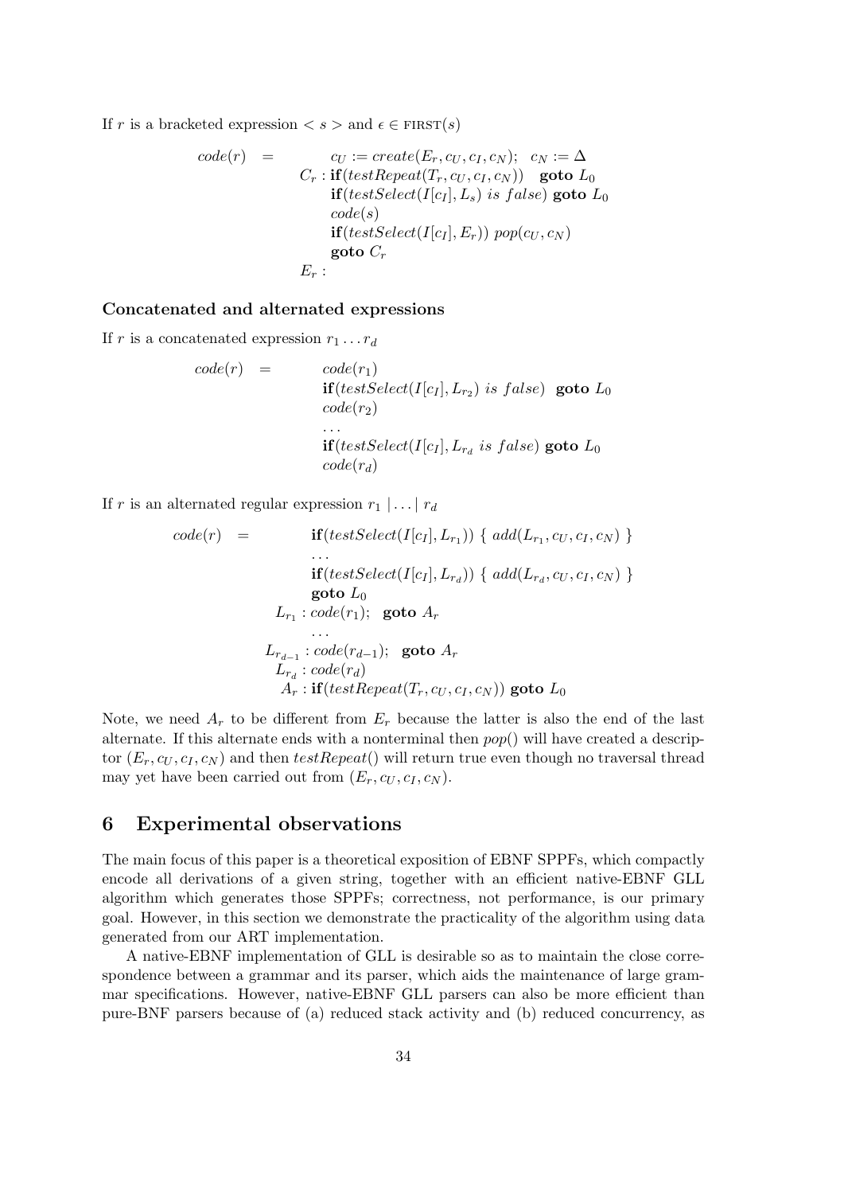If $r$ is a bracketed expression $< s >$ and $\epsilon \in \text{FIRST}(s)$

$$
\begin{aligned}
code(r) \quad = \quad & \qquad c_U := create(E_r, c_U, c_I, c_N); \quad c_N := \Delta \\
& C_r : \textbf{if}(testRepeat(T_r, c_U, c_I, c_N)) \quad \textbf{goto } L_0 \\
& \qquad \textbf{if}(testSelect(I[c_I], L_s) \textit{ is false}) \textbf{ goto } L_0 \\
& \qquad code(s) \\
& \qquad \textbf{if}(testSelect(I[c_I], E_r)) \; pop(c_U, c_N) \\
& \qquad \textbf{goto } C_r \\
& E_r :
\end{aligned}
$$

### Concatenated and alternated expressions

If $r$ is a concatenated expression $r_1 \dots r_d$

$$
\begin{aligned}
code(r) \quad = \quad & code(r_1) \\
& \textbf{if}(testSelect(I[c_I], L_{r_2}) \textit{ is false}) \quad \textbf{goto } L_0 \\
& code(r_2) \\
& \dots \\
& \textbf{if}(testSelect(I[c_I], L_{r_d} \textit{ is false}) \textbf{ goto } L_0 \\
& code(r_d)
\end{aligned}
$$

If $r$ is an alternated regular expression $r_1 \mid \dots \mid r_d$

$$
\begin{aligned}
code(r) \quad = \quad & \qquad \textbf{if}(testSelect(I[c_I], L_{r_1})) \; \{ \; add(L_{r_1}, c_U, c_I, c_N) \; \} \\
& \qquad \dots \\
& \qquad \textbf{if}(testSelect(I[c_I], L_{r_d})) \; \{ \; add(L_{r_d}, c_U, c_I, c_N) \; \} \\
& \qquad \textbf{goto } L_0 \\
& L_{r_1} : code(r_1); \quad \textbf{goto } A_r \\
& \qquad \dots \\
& L_{r_{d-1}} : code(r_{d-1}); \quad \textbf{goto } A_r \\
& L_{r_d} : code(r_d) \\
& A_r : \textbf{if}(testRepeat(T_r, c_U, c_I, c_N)) \textbf{ goto } L_0
\end{aligned}
$$

Note, we need $A_r$ to be different from $E_r$ because the latter is also the end of the last alternate. If this alternate ends with a nonterminal then $pop()$ will have created a descriptor $(E_r, c_U, c_I, c_N)$ and then $testRepeat()$ will return true even though no traversal thread may yet have been carried out from $(E_r, c_U, c_I, c_N)$.

## 6 Experimental observations

The main focus of this paper is a theoretical exposition of EBNF SPPFs, which compactly encode all derivations of a given string, together with an efficient native-EBNF GLL algorithm which generates those SPPFs; correctness, not performance, is our primary goal. However, in this section we demonstrate the practicality of the algorithm using data generated from our ART implementation.

A native-EBNF implementation of GLL is desirable so as to maintain the close correspondence between a grammar and its parser, which aids the maintenance of large grammar specifications. However, native-EBNF GLL parsers can also be more efficient than pure-BNF parsers because of (a) reduced stack activity and (b) reduced concurrency, as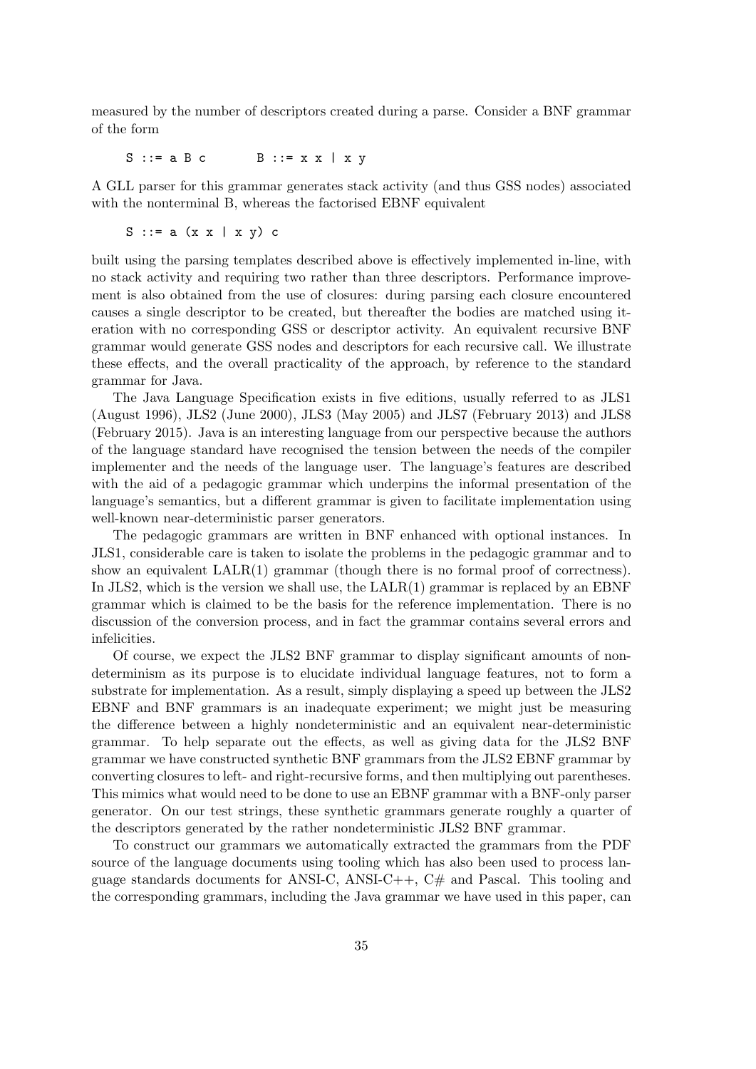measured by the number of descriptors created during a parse. Consider a BNF grammar of the form

```
S ::= a B c        B ::= x x | x y
```

A GLL parser for this grammar generates stack activity (and thus GSS nodes) associated with the nonterminal B, whereas the factorised EBNF equivalent

```
S ::= a (x x | x y) c
```

built using the parsing templates described above is effectively implemented in-line, with no stack activity and requiring two rather than three descriptors. Performance improvement is also obtained from the use of closures: during parsing each closure encountered causes a single descriptor to be created, but thereafter the bodies are matched using iteration with no corresponding GSS or descriptor activity. An equivalent recursive BNF grammar would generate GSS nodes and descriptors for each recursive call. We illustrate these effects, and the overall practicality of the approach, by reference to the standard grammar for Java.

The Java Language Specification exists in five editions, usually referred to as JLS1 (August 1996), JLS2 (June 2000), JLS3 (May 2005) and JLS7 (February 2013) and JLS8 (February 2015). Java is an interesting language from our perspective because the authors of the language standard have recognised the tension between the needs of the compiler implementer and the needs of the language user. The language's features are described with the aid of a pedagogic grammar which underpins the informal presentation of the language's semantics, but a different grammar is given to facilitate implementation using well-known near-deterministic parser generators.

The pedagogic grammars are written in BNF enhanced with optional instances. In JLS1, considerable care is taken to isolate the problems in the pedagogic grammar and to show an equivalent LALR(1) grammar (though there is no formal proof of correctness). In JLS2, which is the version we shall use, the LALR(1) grammar is replaced by an EBNF grammar which is claimed to be the basis for the reference implementation. There is no discussion of the conversion process, and in fact the grammar contains several errors and infelicities.

Of course, we expect the JLS2 BNF grammar to display significant amounts of nondeterminism as its purpose is to elucidate individual language features, not to form a substrate for implementation. As a result, simply displaying a speed up between the JLS2 EBNF and BNF grammars is an inadequate experiment; we might just be measuring the difference between a highly nondeterministic and an equivalent near-deterministic grammar. To help separate out the effects, as well as giving data for the JLS2 BNF grammar we have constructed synthetic BNF grammars from the JLS2 EBNF grammar by converting closures to left- and right-recursive forms, and then multiplying out parentheses. This mimics what would need to be done to use an EBNF grammar with a BNF-only parser generator. On our test strings, these synthetic grammars generate roughly a quarter of the descriptors generated by the rather nondeterministic JLS2 BNF grammar.

To construct our grammars we automatically extracted the grammars from the PDF source of the language documents using tooling which has also been used to process language standards documents for ANSI-C, ANSI-C++, C# and Pascal. This tooling and the corresponding grammars, including the Java grammar we have used in this paper, can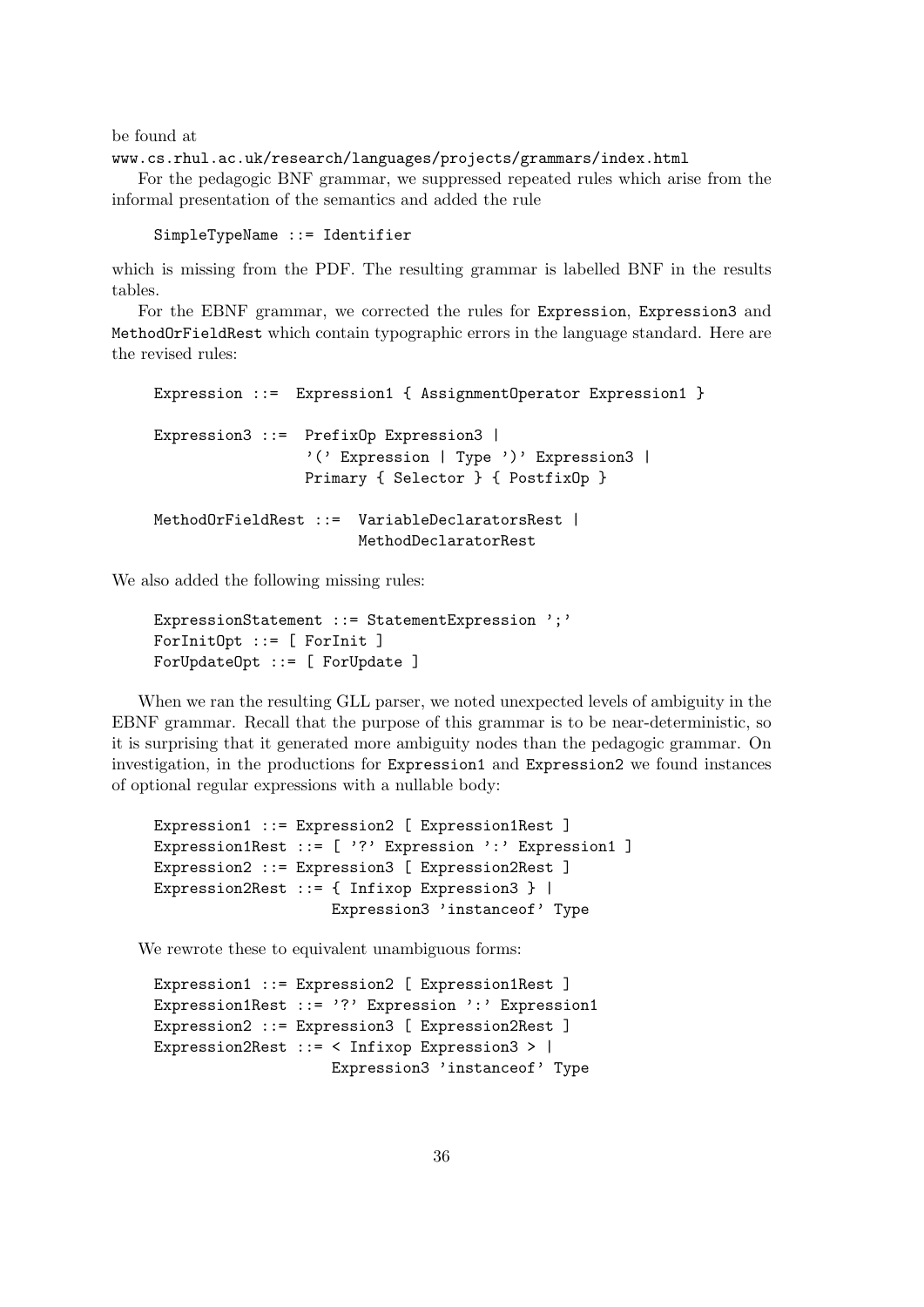be found at
www.cs.rhul.ac.uk/research/languages/projects/grammars/index.html

For the pedagogic BNF grammar, we suppressed repeated rules which arise from the informal presentation of the semantics and added the rule

```
SimpleTypeName ::= Identifier
```

which is missing from the PDF. The resulting grammar is labelled BNF in the results tables.

For the EBNF grammar, we corrected the rules for Expression, Expression3 and MethodOrFieldRest which contain typographic errors in the language standard. Here are the revised rules:

```
Expression ::=  Expression1 { AssignmentOperator Expression1 }

Expression3 ::=  PrefixOp Expression3 |
                 '(' Expression | Type ')' Expression3 |
                 Primary { Selector } { PostfixOp }

MethodOrFieldRest ::=  VariableDeclaratorsRest |
                       MethodDeclaratorRest
```

We also added the following missing rules:

```
ExpressionStatement ::= StatementExpression ';'
ForInitOpt ::= [ ForInit ]
ForUpdateOpt ::= [ ForUpdate ]
```

When we ran the resulting GLL parser, we noted unexpected levels of ambiguity in the EBNF grammar. Recall that the purpose of this grammar is to be near-deterministic, so it is surprising that it generated more ambiguity nodes than the pedagogic grammar. On investigation, in the productions for Expression1 and Expression2 we found instances of optional regular expressions with a nullable body:

```
Expression1 ::= Expression2 [ Expression1Rest ]
Expression1Rest ::= [ '?' Expression ':' Expression1 ]
Expression2 ::= Expression3 [ Expression2Rest ]
Expression2Rest ::= { Infixop Expression3 } |
                    Expression3 'instanceof' Type
```

We rewrote these to equivalent unambiguous forms:

```
Expression1 ::= Expression2 [ Expression1Rest ]
Expression1Rest ::= '?' Expression ':' Expression1
Expression2 ::= Expression3 [ Expression2Rest ]
Expression2Rest ::= < Infixop Expression3 > |
                    Expression3 'instanceof' Type
```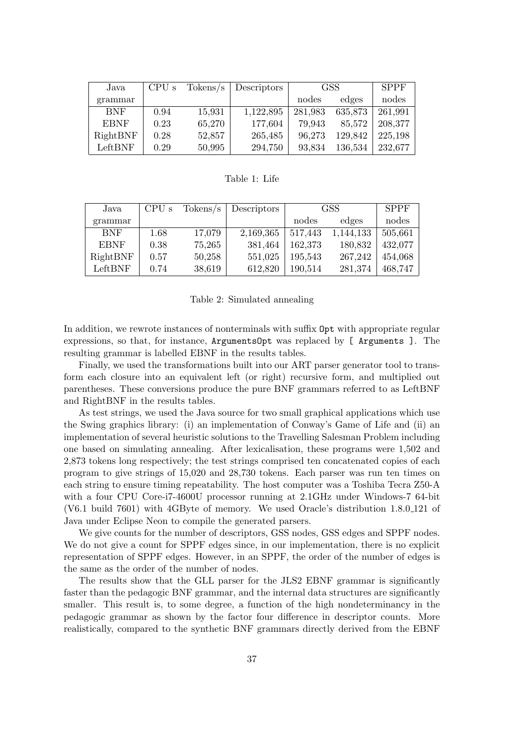| Java grammar | CPU s | Tokens/s | Descriptors | GSS nodes | GSS edges | SPPF nodes |
|---|---|---|---|---|---|---|
| BNF | 0.94 | 15,931 | 1,122,895 | 281,983 | 635,873 | 261,991 |
| EBNF | 0.23 | 65,270 | 177,604 | 79,943 | 85,572 | 208,377 |
| RightBNF | 0.28 | 52,857 | 265,485 | 96,273 | 129,842 | 225,198 |
| LeftBNF | 0.29 | 50,995 | 294,750 | 93,834 | 136,534 | 232,677 |

Table 1: Life

| Java grammar | CPU s | Tokens/s | Descriptors | GSS nodes | GSS edges | SPPF nodes |
|---|---|---|---|---|---|---|
| BNF | 1.68 | 17,079 | 2,169,365 | 517,443 | 1,144,133 | 505,661 |
| EBNF | 0.38 | 75,265 | 381,464 | 162,373 | 180,832 | 432,077 |
| RightBNF | 0.57 | 50,258 | 551,025 | 195,543 | 267,242 | 454,068 |
| LeftBNF | 0.74 | 38,619 | 612,820 | 190,514 | 281,374 | 468,747 |

Table 2: Simulated annealing

In addition, we rewrote instances of nonterminals with suffix `Opt` with appropriate regular expressions, so that, for instance, `ArgumentsOpt` was replaced by `[ Arguments ]`. The resulting grammar is labelled EBNF in the results tables.

Finally, we used the transformations built into our ART parser generator tool to transform each closure into an equivalent left (or right) recursive form, and multiplied out parentheses. These conversions produce the pure BNF grammars referred to as LeftBNF and RightBNF in the results tables.

As test strings, we used the Java source for two small graphical applications which use the Swing graphics library: (i) an implementation of Conway's Game of Life and (ii) an implementation of several heuristic solutions to the Travelling Salesman Problem including one based on simulating annealing. After lexicalisation, these programs were 1,502 and 2,873 tokens long respectively; the test strings comprised ten concatenated copies of each program to give strings of 15,020 and 28,730 tokens. Each parser was run ten times on each string to ensure timing repeatability. The host computer was a Toshiba Tecra Z50-A with a four CPU Core-i7-4600U processor running at 2.1GHz under Windows-7 64-bit (V6.1 build 7601) with 4GByte of memory. We used Oracle's distribution 1.8.0_121 of Java under Eclipse Neon to compile the generated parsers.

We give counts for the number of descriptors, GSS nodes, GSS edges and SPPF nodes. We do not give a count for SPPF edges since, in our implementation, there is no explicit representation of SPPF edges. However, in an SPPF, the order of the number of edges is the same as the order of the number of nodes.

The results show that the GLL parser for the JLS2 EBNF grammar is significantly faster than the pedagogic BNF grammar, and the internal data structures are significantly smaller. This result is, to some degree, a function of the high nondeterminancy in the pedagogic grammar as shown by the factor four difference in descriptor counts. More realistically, compared to the synthetic BNF grammars directly derived from the EBNF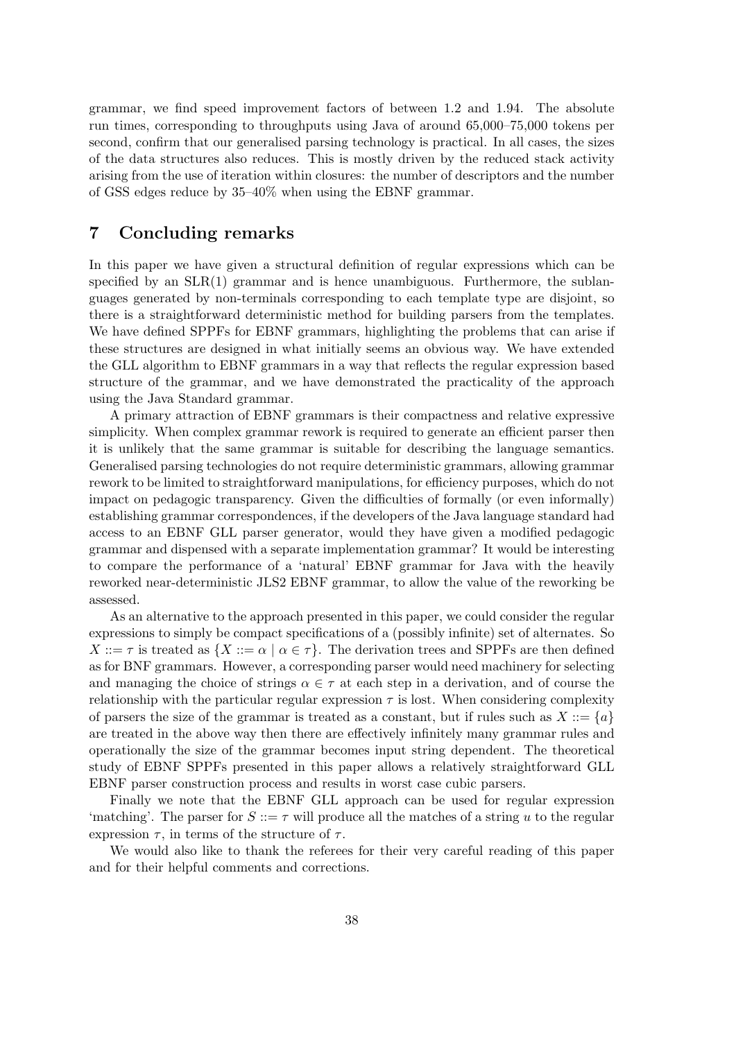grammar, we find speed improvement factors of between 1.2 and 1.94. The absolute run times, corresponding to throughputs using Java of around 65,000–75,000 tokens per second, confirm that our generalised parsing technology is practical. In all cases, the sizes of the data structures also reduces. This is mostly driven by the reduced stack activity arising from the use of iteration within closures: the number of descriptors and the number of GSS edges reduce by 35–40% when using the EBNF grammar.

## 7 Concluding remarks

In this paper we have given a structural definition of regular expressions which can be specified by an SLR(1) grammar and is hence unambiguous. Furthermore, the sublanguages generated by non-terminals corresponding to each template type are disjoint, so there is a straightforward deterministic method for building parsers from the templates. We have defined SPPFs for EBNF grammars, highlighting the problems that can arise if these structures are designed in what initially seems an obvious way. We have extended the GLL algorithm to EBNF grammars in a way that reflects the regular expression based structure of the grammar, and we have demonstrated the practicality of the approach using the Java Standard grammar.

A primary attraction of EBNF grammars is their compactness and relative expressive simplicity. When complex grammar rework is required to generate an efficient parser then it is unlikely that the same grammar is suitable for describing the language semantics. Generalised parsing technologies do not require deterministic grammars, allowing grammar rework to be limited to straightforward manipulations, for efficiency purposes, which do not impact on pedagogic transparency. Given the difficulties of formally (or even informally) establishing grammar correspondences, if the developers of the Java language standard had access to an EBNF GLL parser generator, would they have given a modified pedagogic grammar and dispensed with a separate implementation grammar? It would be interesting to compare the performance of a 'natural' EBNF grammar for Java with the heavily reworked near-deterministic JLS2 EBNF grammar, to allow the value of the reworking be assessed.

As an alternative to the approach presented in this paper, we could consider the regular expressions to simply be compact specifications of a (possibly infinite) set of alternates. So $X ::= \tau$ is treated as $\{X ::= \alpha \mid \alpha \in \tau\}$. The derivation trees and SPPFs are then defined as for BNF grammars. However, a corresponding parser would need machinery for selecting and managing the choice of strings $\alpha \in \tau$ at each step in a derivation, and of course the relationship with the particular regular expression $\tau$ is lost. When considering complexity of parsers the size of the grammar is treated as a constant, but if rules such as $X ::= \{a\}$ are treated in the above way then there are effectively infinitely many grammar rules and operationally the size of the grammar becomes input string dependent. The theoretical study of EBNF SPPFs presented in this paper allows a relatively straightforward GLL EBNF parser construction process and results in worst case cubic parsers.

Finally we note that the EBNF GLL approach can be used for regular expression 'matching'. The parser for $S ::= \tau$ will produce all the matches of a string $u$ to the regular expression $\tau$, in terms of the structure of $\tau$.

We would also like to thank the referees for their very careful reading of this paper and for their helpful comments and corrections.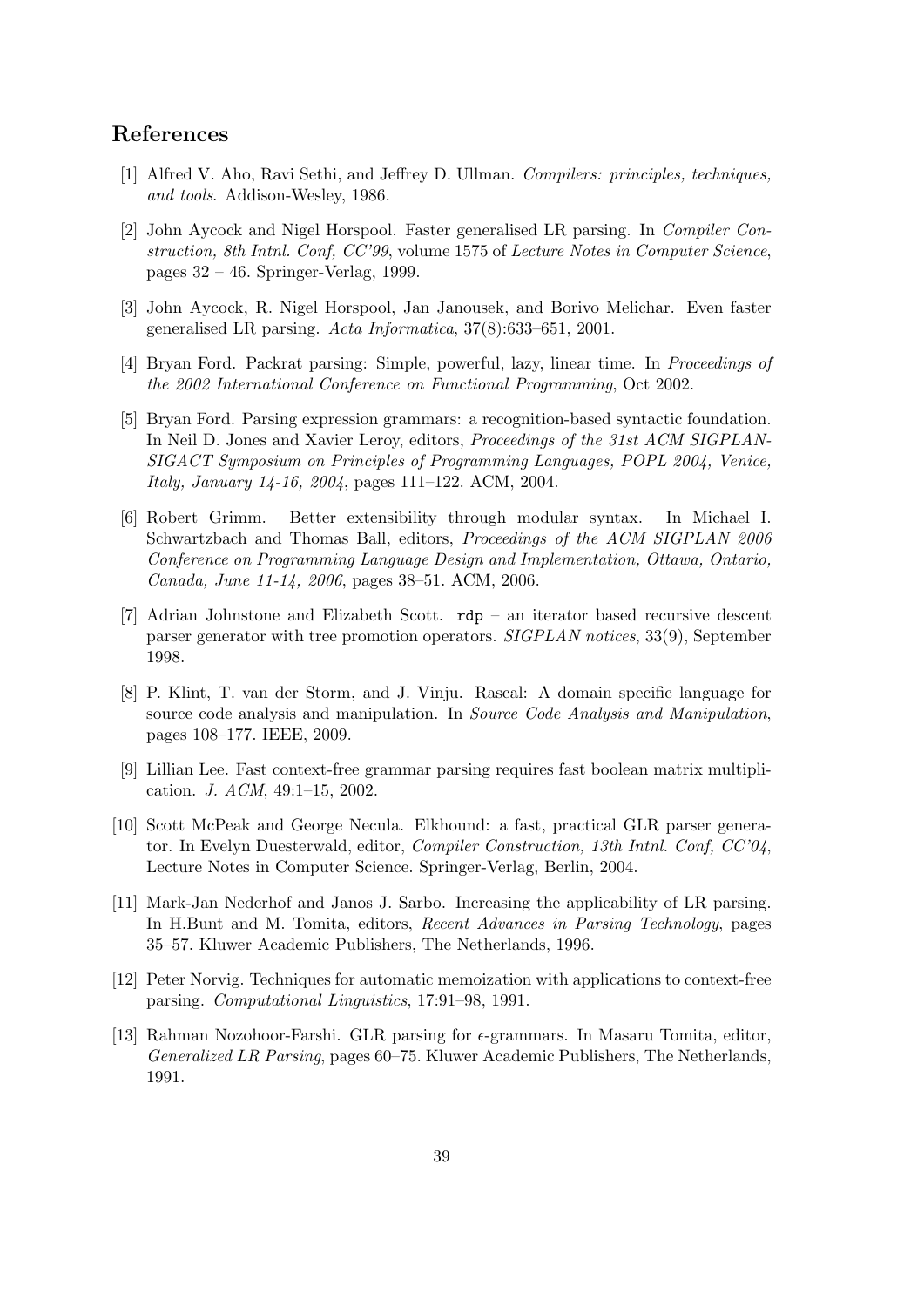## References

[1] Alfred V. Aho, Ravi Sethi, and Jeffrey D. Ullman. *Compilers: principles, techniques, and tools*. Addison-Wesley, 1986.

[2] John Aycock and Nigel Horspool. Faster generalised LR parsing. In *Compiler Construction, 8th Intnl. Conf, CC'99*, volume 1575 of *Lecture Notes in Computer Science*, pages 32 – 46. Springer-Verlag, 1999.

[3] John Aycock, R. Nigel Horspool, Jan Janousek, and Borivo Melichar. Even faster generalised LR parsing. *Acta Informatica*, 37(8):633–651, 2001.

[4] Bryan Ford. Packrat parsing: Simple, powerful, lazy, linear time. In *Proceedings of the 2002 International Conference on Functional Programming*, Oct 2002.

[5] Bryan Ford. Parsing expression grammars: a recognition-based syntactic foundation. In Neil D. Jones and Xavier Leroy, editors, *Proceedings of the 31st ACM SIGPLAN-SIGACT Symposium on Principles of Programming Languages, POPL 2004, Venice, Italy, January 14-16, 2004*, pages 111–122. ACM, 2004.

[6] Robert Grimm. Better extensibility through modular syntax. In Michael I. Schwartzbach and Thomas Ball, editors, *Proceedings of the ACM SIGPLAN 2006 Conference on Programming Language Design and Implementation, Ottawa, Ontario, Canada, June 11-14, 2006*, pages 38–51. ACM, 2006.

[7] Adrian Johnstone and Elizabeth Scott. `rdp` – an iterator based recursive descent parser generator with tree promotion operators. *SIGPLAN notices*, 33(9), September 1998.

[8] P. Klint, T. van der Storm, and J. Vinju. Rascal: A domain specific language for source code analysis and manipulation. In *Source Code Analysis and Manipulation*, pages 108–177. IEEE, 2009.

[9] Lillian Lee. Fast context-free grammar parsing requires fast boolean matrix multiplication. *J. ACM*, 49:1–15, 2002.

[10] Scott McPeak and George Necula. Elkhound: a fast, practical GLR parser generator. In Evelyn Duesterwald, editor, *Compiler Construction, 13th Intnl. Conf, CC'04*, Lecture Notes in Computer Science. Springer-Verlag, Berlin, 2004.

[11] Mark-Jan Nederhof and Janos J. Sarbo. Increasing the applicability of LR parsing. In H.Bunt and M. Tomita, editors, *Recent Advances in Parsing Technology*, pages 35–57. Kluwer Academic Publishers, The Netherlands, 1996.

[12] Peter Norvig. Techniques for automatic memoization with applications to context-free parsing. *Computational Linguistics*, 17:91–98, 1991.

[13] Rahman Nozohoor-Farshi. GLR parsing for $\epsilon$-grammars. In Masaru Tomita, editor, *Generalized LR Parsing*, pages 60–75. Kluwer Academic Publishers, The Netherlands, 1991.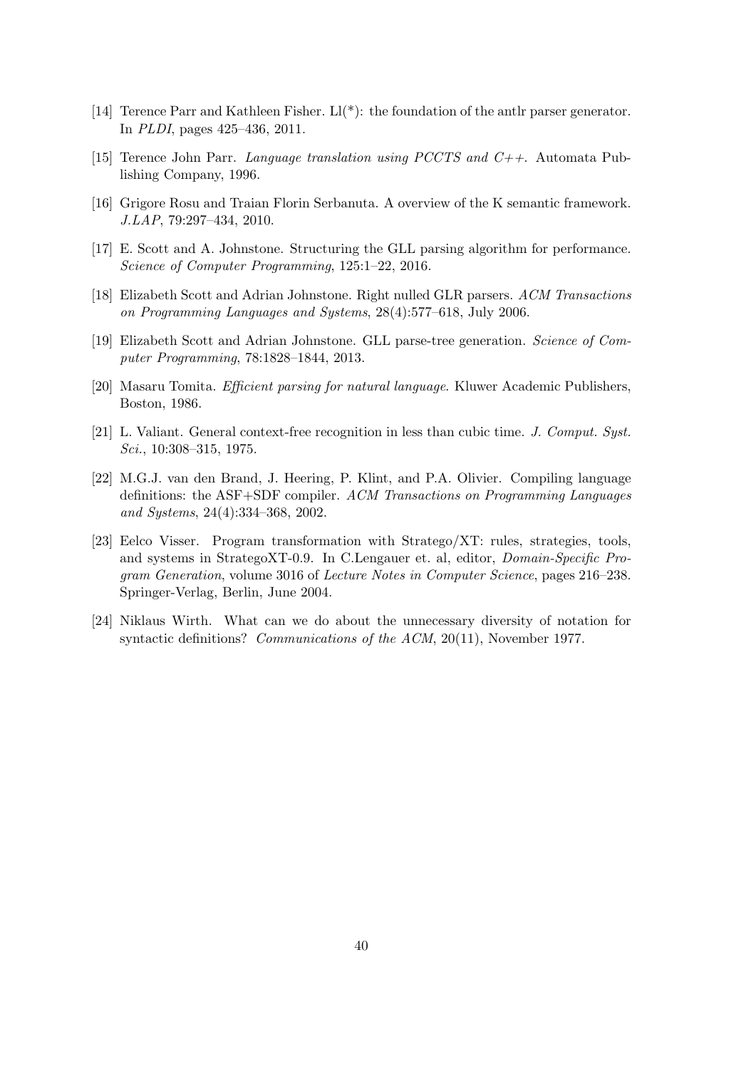[14] Terence Parr and Kathleen Fisher. Ll(*): the foundation of the antlr parser generator. In *PLDI*, pages 425–436, 2011.

[15] Terence John Parr. *Language translation using PCCTS and C++*. Automata Publishing Company, 1996.

[16] Grigore Rosu and Traian Florin Serbanuta. A overview of the K semantic framework. *J.LAP*, 79:297–434, 2010.

[17] E. Scott and A. Johnstone. Structuring the GLL parsing algorithm for performance. *Science of Computer Programming*, 125:1–22, 2016.

[18] Elizabeth Scott and Adrian Johnstone. Right nulled GLR parsers. *ACM Transactions on Programming Languages and Systems*, 28(4):577–618, July 2006.

[19] Elizabeth Scott and Adrian Johnstone. GLL parse-tree generation. *Science of Computer Programming*, 78:1828–1844, 2013.

[20] Masaru Tomita. *Efficient parsing for natural language*. Kluwer Academic Publishers, Boston, 1986.

[21] L. Valiant. General context-free recognition in less than cubic time. *J. Comput. Syst. Sci.*, 10:308–315, 1975.

[22] M.G.J. van den Brand, J. Heering, P. Klint, and P.A. Olivier. Compiling language definitions: the ASF+SDF compiler. *ACM Transactions on Programming Languages and Systems*, 24(4):334–368, 2002.

[23] Eelco Visser. Program transformation with Stratego/XT: rules, strategies, tools, and systems in StrategoXT-0.9. In C.Lengauer et. al, editor, *Domain-Specific Program Generation*, volume 3016 of *Lecture Notes in Computer Science*, pages 216–238. Springer-Verlag, Berlin, June 2004.

[24] Niklaus Wirth. What can we do about the unnecessary diversity of notation for syntactic definitions? *Communications of the ACM*, 20(11), November 1977.